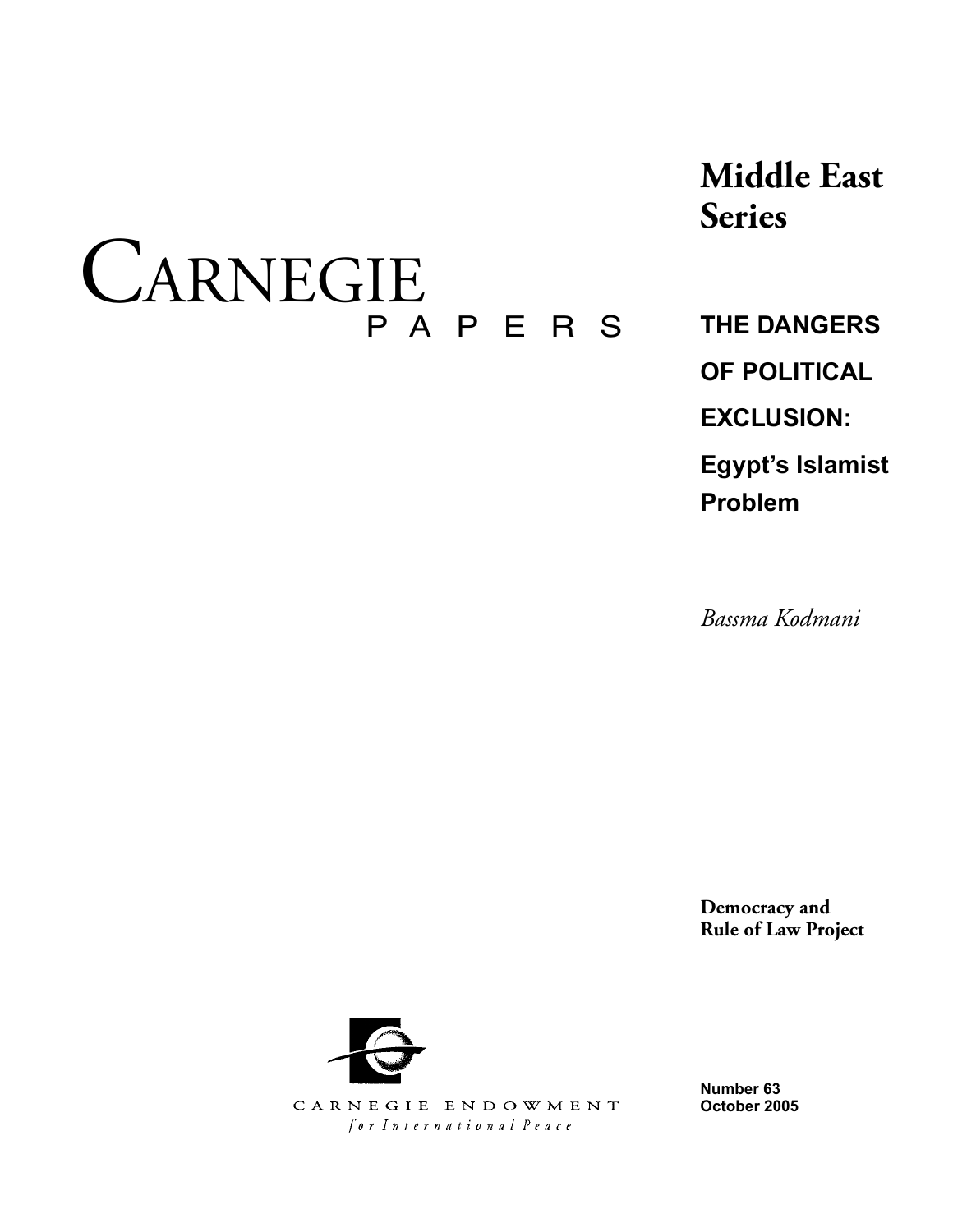# CARNEGIE PAPERS

## Middle East Series

# THE DANGERS OF POLITICAL EXCLUSION: Egypt's Islamist Problem

*Bassma Kodmani*

Democracy and Rule of Law Project

Number 63
October 2005

CARNEGIE ENDOWMENT
*for International Peace*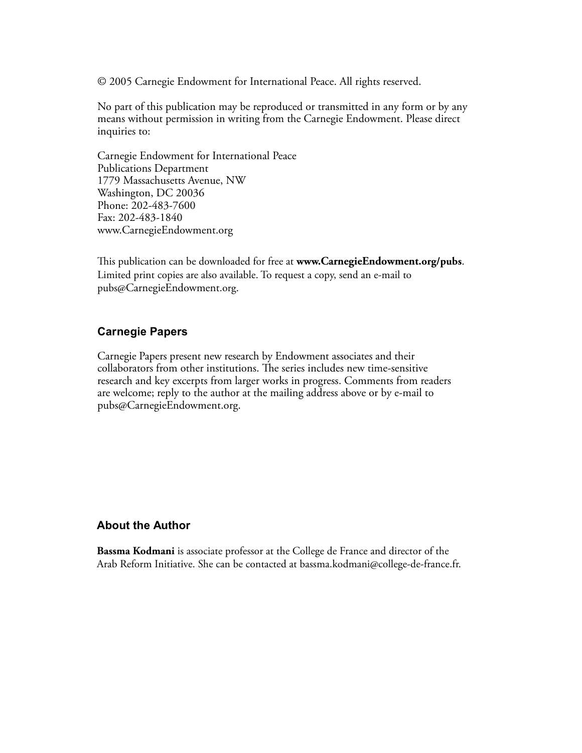© 2005 Carnegie Endowment for International Peace. All rights reserved.

No part of this publication may be reproduced or transmitted in any form or by any means without permission in writing from the Carnegie Endowment. Please direct inquiries to:

Carnegie Endowment for International Peace
Publications Department
1779 Massachusetts Avenue, NW
Washington, DC 20036
Phone: 202-483-7600
Fax: 202-483-1840
www.CarnegieEndowment.org

This publication can be downloaded for free at **www.CarnegieEndowment.org/pubs**. Limited print copies are also available. To request a copy, send an e-mail to pubs@CarnegieEndowment.org.

## Carnegie Papers

Carnegie Papers present new research by Endowment associates and their collaborators from other institutions. The series includes new time-sensitive research and key excerpts from larger works in progress. Comments from readers are welcome; reply to the author at the mailing address above or by e-mail to pubs@CarnegieEndowment.org.

## About the Author

**Bassma Kodmani** is associate professor at the College de France and director of the Arab Reform Initiative. She can be contacted at bassma.kodmani@college-de-france.fr.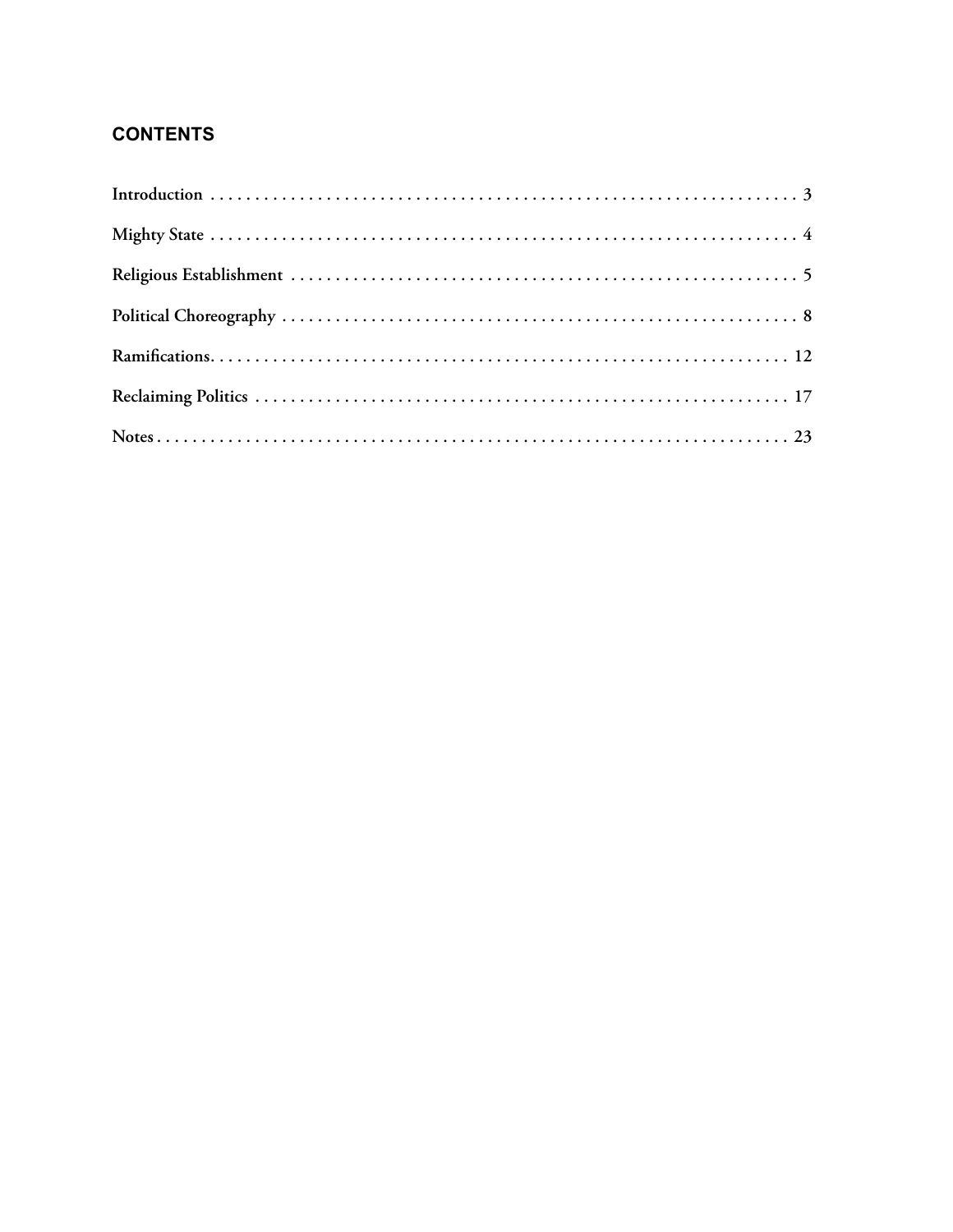## CONTENTS

Introduction . . . . . . . . . . . . . . . . . . . . . . . . . . . . . . . . . . . . . . . . . . . . . . . . . . . . . . . . . . . . . . . . 3

Mighty State . . . . . . . . . . . . . . . . . . . . . . . . . . . . . . . . . . . . . . . . . . . . . . . . . . . . . . . . . . . . . . . . 4

Religious Establishment . . . . . . . . . . . . . . . . . . . . . . . . . . . . . . . . . . . . . . . . . . . . . . . . . . . . . . . . . 5

Political Choreography . . . . . . . . . . . . . . . . . . . . . . . . . . . . . . . . . . . . . . . . . . . . . . . . . . . . . . . . . 8

Ramifications. . . . . . . . . . . . . . . . . . . . . . . . . . . . . . . . . . . . . . . . . . . . . . . . . . . . . . . . . . . . . . . . 12

Reclaiming Politics . . . . . . . . . . . . . . . . . . . . . . . . . . . . . . . . . . . . . . . . . . . . . . . . . . . . . . . . . . . 17

Notes . . . . . . . . . . . . . . . . . . . . . . . . . . . . . . . . . . . . . . . . . . . . . . . . . . . . . . . . . . . . . . . . . . . . . 23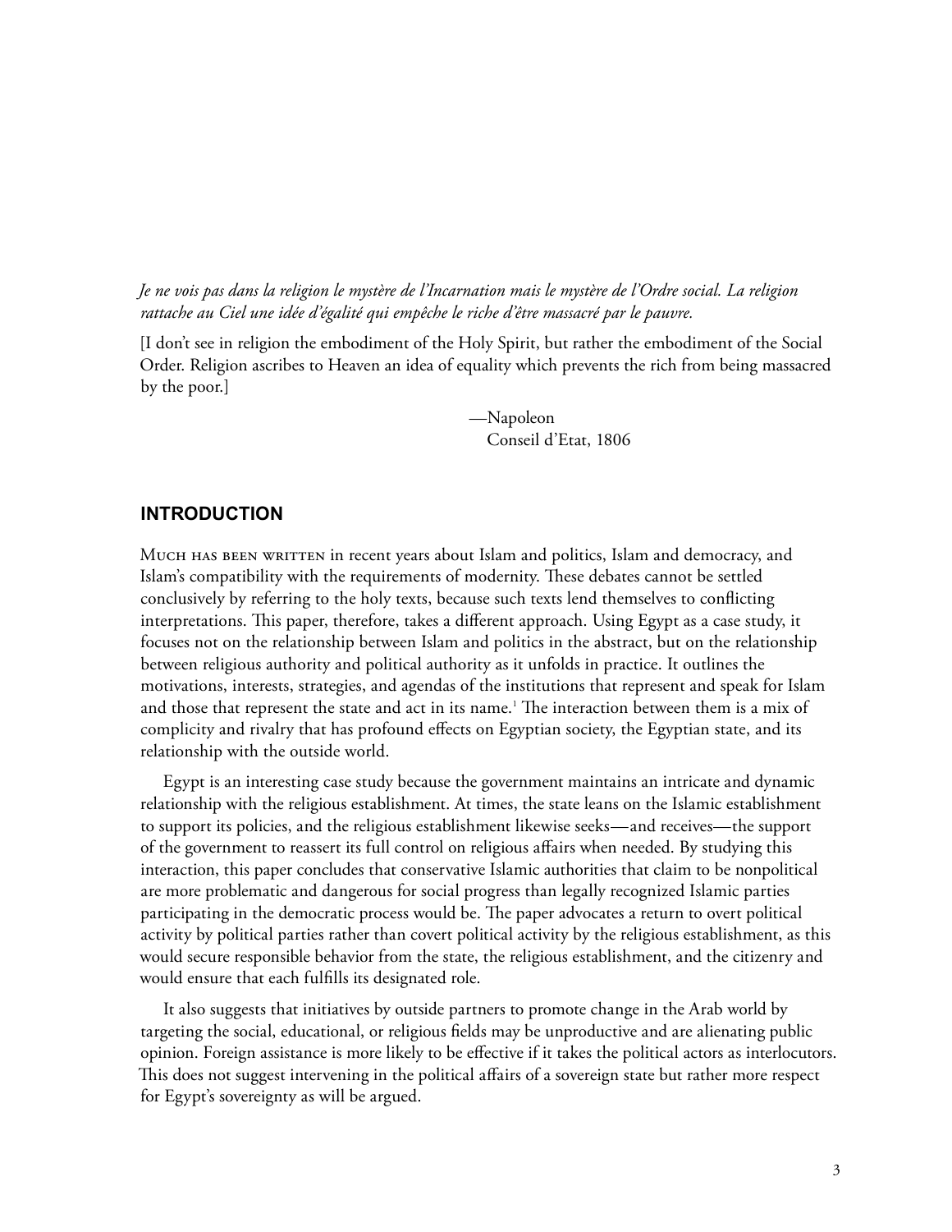*Je ne vois pas dans la religion le mystère de l'Incarnation mais le mystère de l'Ordre social. La religion rattache au Ciel une idée d'égalité qui empêche le riche d'être massacré par le pauvre.*

[I don't see in religion the embodiment of the Holy Spirit, but rather the embodiment of the Social Order. Religion ascribes to Heaven an idea of equality which prevents the rich from being massacred by the poor.]

—Napoleon
Conseil d'Etat, 1806

## INTRODUCTION

Much has been written in recent years about Islam and politics, Islam and democracy, and Islam's compatibility with the requirements of modernity. These debates cannot be settled conclusively by referring to the holy texts, because such texts lend themselves to conflicting interpretations. This paper, therefore, takes a different approach. Using Egypt as a case study, it focuses not on the relationship between Islam and politics in the abstract, but on the relationship between religious authority and political authority as it unfolds in practice. It outlines the motivations, interests, strategies, and agendas of the institutions that represent and speak for Islam and those that represent the state and act in its name.[1] The interaction between them is a mix of complicity and rivalry that has profound effects on Egyptian society, the Egyptian state, and its relationship with the outside world.

Egypt is an interesting case study because the government maintains an intricate and dynamic relationship with the religious establishment. At times, the state leans on the Islamic establishment to support its policies, and the religious establishment likewise seeks—and receives—the support of the government to reassert its full control on religious affairs when needed. By studying this interaction, this paper concludes that conservative Islamic authorities that claim to be nonpolitical are more problematic and dangerous for social progress than legally recognized Islamic parties participating in the democratic process would be. The paper advocates a return to overt political activity by political parties rather than covert political activity by the religious establishment, as this would secure responsible behavior from the state, the religious establishment, and the citizenry and would ensure that each fulfills its designated role.

It also suggests that initiatives by outside partners to promote change in the Arab world by targeting the social, educational, or religious fields may be unproductive and are alienating public opinion. Foreign assistance is more likely to be effective if it takes the political actors as interlocutors. This does not suggest intervening in the political affairs of a sovereign state but rather more respect for Egypt's sovereignty as will be argued.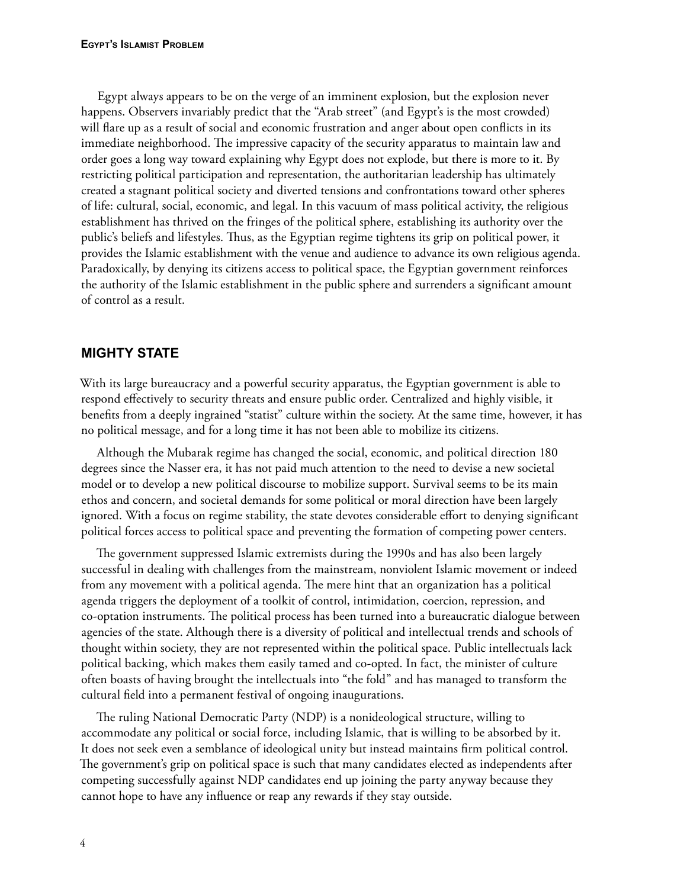Egypt always appears to be on the verge of an imminent explosion, but the explosion never happens. Observers invariably predict that the "Arab street" (and Egypt's is the most crowded) will flare up as a result of social and economic frustration and anger about open conflicts in its immediate neighborhood. The impressive capacity of the security apparatus to maintain law and order goes a long way toward explaining why Egypt does not explode, but there is more to it. By restricting political participation and representation, the authoritarian leadership has ultimately created a stagnant political society and diverted tensions and confrontations toward other spheres of life: cultural, social, economic, and legal. In this vacuum of mass political activity, the religious establishment has thrived on the fringes of the political sphere, establishing its authority over the public's beliefs and lifestyles. Thus, as the Egyptian regime tightens its grip on political power, it provides the Islamic establishment with the venue and audience to advance its own religious agenda. Paradoxically, by denying its citizens access to political space, the Egyptian government reinforces the authority of the Islamic establishment in the public sphere and surrenders a significant amount of control as a result.

## MIGHTY STATE

With its large bureaucracy and a powerful security apparatus, the Egyptian government is able to respond effectively to security threats and ensure public order. Centralized and highly visible, it benefits from a deeply ingrained "statist" culture within the society. At the same time, however, it has no political message, and for a long time it has not been able to mobilize its citizens.

Although the Mubarak regime has changed the social, economic, and political direction 180 degrees since the Nasser era, it has not paid much attention to the need to devise a new societal model or to develop a new political discourse to mobilize support. Survival seems to be its main ethos and concern, and societal demands for some political or moral direction have been largely ignored. With a focus on regime stability, the state devotes considerable effort to denying significant political forces access to political space and preventing the formation of competing power centers.

The government suppressed Islamic extremists during the 1990s and has also been largely successful in dealing with challenges from the mainstream, nonviolent Islamic movement or indeed from any movement with a political agenda. The mere hint that an organization has a political agenda triggers the deployment of a toolkit of control, intimidation, coercion, repression, and co-optation instruments. The political process has been turned into a bureaucratic dialogue between agencies of the state. Although there is a diversity of political and intellectual trends and schools of thought within society, they are not represented within the political space. Public intellectuals lack political backing, which makes them easily tamed and co-opted. In fact, the minister of culture often boasts of having brought the intellectuals into "the fold" and has managed to transform the cultural field into a permanent festival of ongoing inaugurations.

The ruling National Democratic Party (NDP) is a nonideological structure, willing to accommodate any political or social force, including Islamic, that is willing to be absorbed by it. It does not seek even a semblance of ideological unity but instead maintains firm political control. The government's grip on political space is such that many candidates elected as independents after competing successfully against NDP candidates end up joining the party anyway because they cannot hope to have any influence or reap any rewards if they stay outside.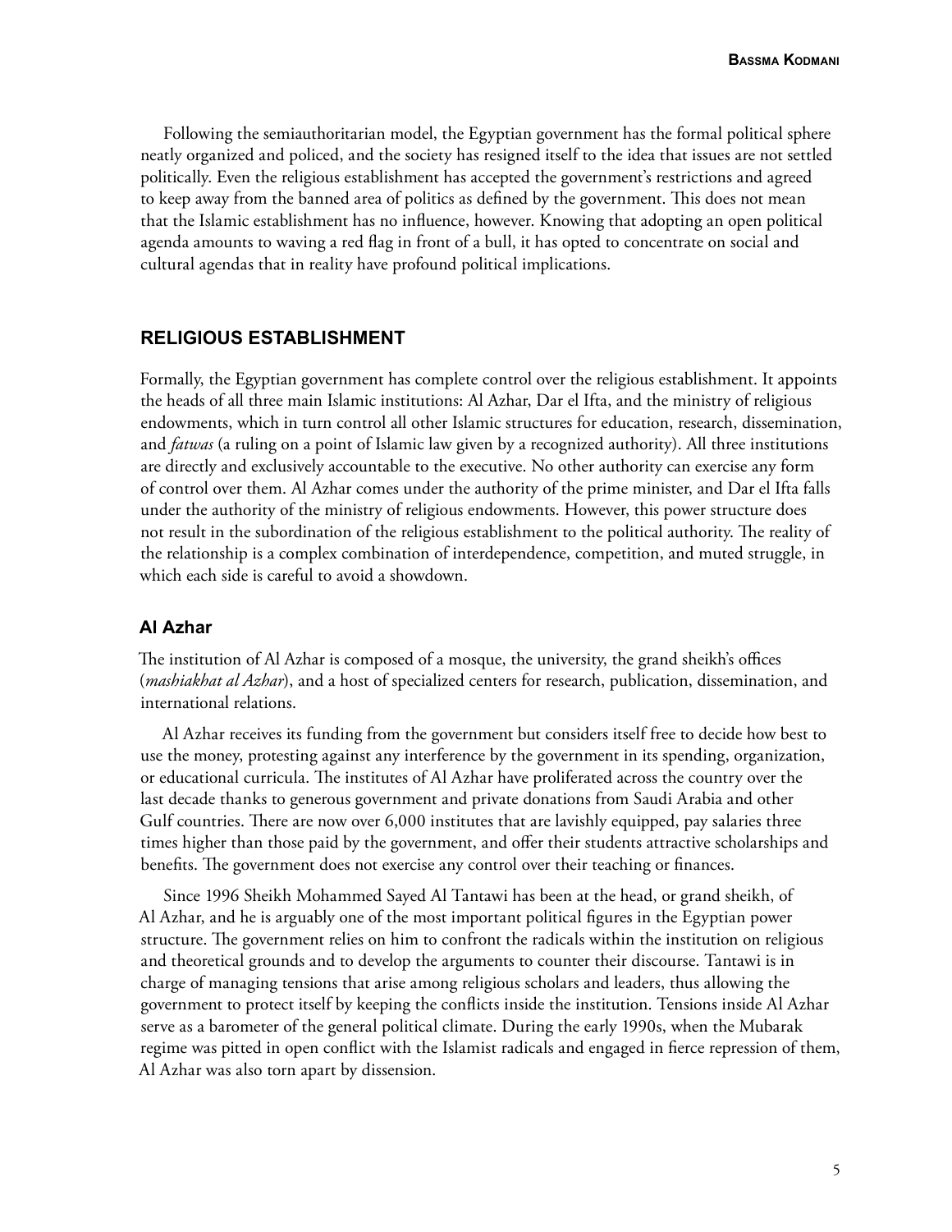Following the semiauthoritarian model, the Egyptian government has the formal political sphere neatly organized and policed, and the society has resigned itself to the idea that issues are not settled politically. Even the religious establishment has accepted the government's restrictions and agreed to keep away from the banned area of politics as defined by the government. This does not mean that the Islamic establishment has no influence, however. Knowing that adopting an open political agenda amounts to waving a red flag in front of a bull, it has opted to concentrate on social and cultural agendas that in reality have profound political implications.

## RELIGIOUS ESTABLISHMENT

Formally, the Egyptian government has complete control over the religious establishment. It appoints the heads of all three main Islamic institutions: Al Azhar, Dar el Ifta, and the ministry of religious endowments, which in turn control all other Islamic structures for education, research, dissemination, and *fatwas* (a ruling on a point of Islamic law given by a recognized authority). All three institutions are directly and exclusively accountable to the executive. No other authority can exercise any form of control over them. Al Azhar comes under the authority of the prime minister, and Dar el Ifta falls under the authority of the ministry of religious endowments. However, this power structure does not result in the subordination of the religious establishment to the political authority. The reality of the relationship is a complex combination of interdependence, competition, and muted struggle, in which each side is careful to avoid a showdown.

### Al Azhar

The institution of Al Azhar is composed of a mosque, the university, the grand sheikh's offices (*mashiakhat al Azhar*), and a host of specialized centers for research, publication, dissemination, and international relations.

Al Azhar receives its funding from the government but considers itself free to decide how best to use the money, protesting against any interference by the government in its spending, organization, or educational curricula. The institutes of Al Azhar have proliferated across the country over the last decade thanks to generous government and private donations from Saudi Arabia and other Gulf countries. There are now over 6,000 institutes that are lavishly equipped, pay salaries three times higher than those paid by the government, and offer their students attractive scholarships and benefits. The government does not exercise any control over their teaching or finances.

Since 1996 Sheikh Mohammed Sayed Al Tantawi has been at the head, or grand sheikh, of Al Azhar, and he is arguably one of the most important political figures in the Egyptian power structure. The government relies on him to confront the radicals within the institution on religious and theoretical grounds and to develop the arguments to counter their discourse. Tantawi is in charge of managing tensions that arise among religious scholars and leaders, thus allowing the government to protect itself by keeping the conflicts inside the institution. Tensions inside Al Azhar serve as a barometer of the general political climate. During the early 1990s, when the Mubarak regime was pitted in open conflict with the Islamist radicals and engaged in fierce repression of them, Al Azhar was also torn apart by dissension.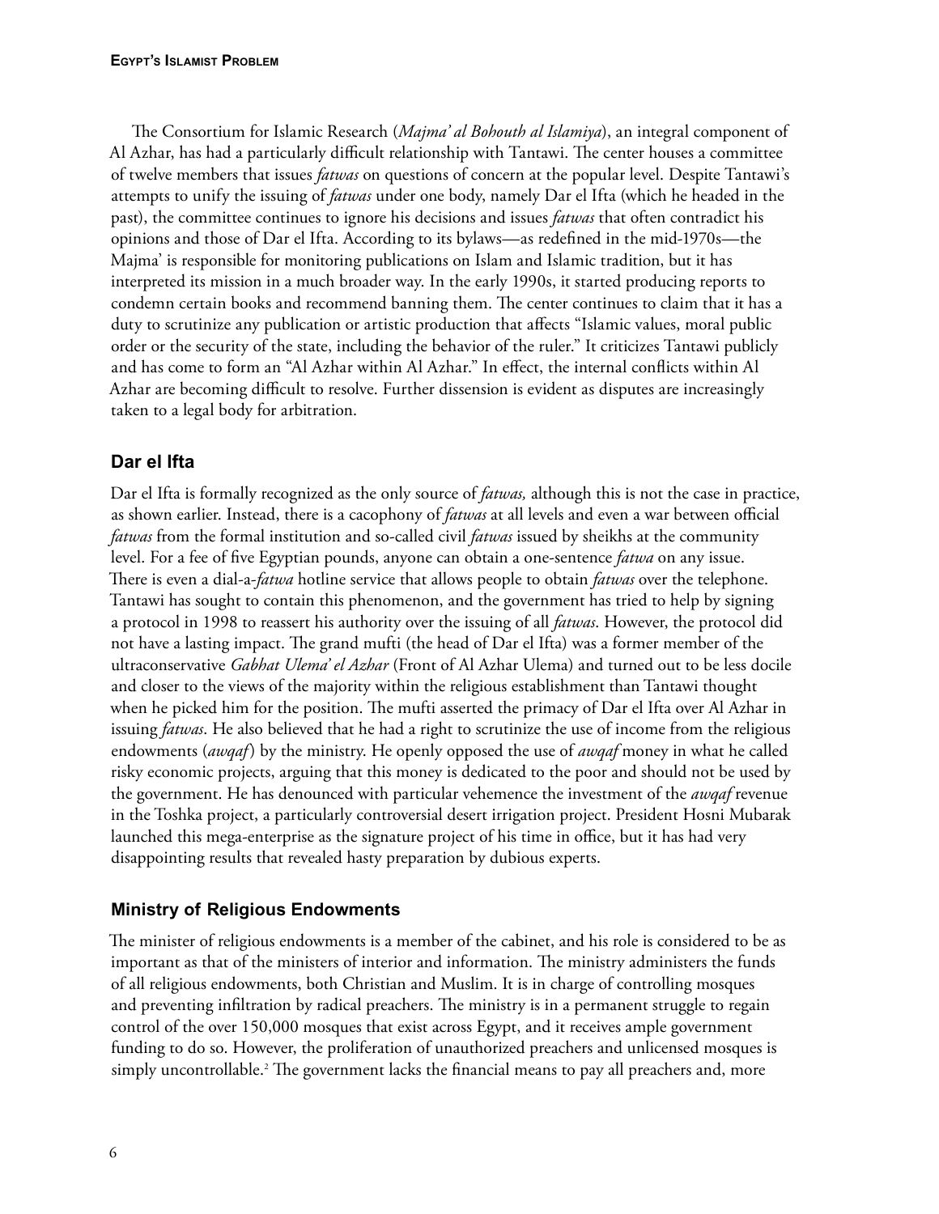The Consortium for Islamic Research (*Majma' al Bohouth al Islamiya*), an integral component of Al Azhar, has had a particularly difficult relationship with Tantawi. The center houses a committee of twelve members that issues *fatwas* on questions of concern at the popular level. Despite Tantawi's attempts to unify the issuing of *fatwas* under one body, namely Dar el Ifta (which he headed in the past), the committee continues to ignore his decisions and issues *fatwas* that often contradict his opinions and those of Dar el Ifta. According to its bylaws—as redefined in the mid-1970s—the Majma' is responsible for monitoring publications on Islam and Islamic tradition, but it has interpreted its mission in a much broader way. In the early 1990s, it started producing reports to condemn certain books and recommend banning them. The center continues to claim that it has a duty to scrutinize any publication or artistic production that affects "Islamic values, moral public order or the security of the state, including the behavior of the ruler." It criticizes Tantawi publicly and has come to form an "Al Azhar within Al Azhar." In effect, the internal conflicts within Al Azhar are becoming difficult to resolve. Further dissension is evident as disputes are increasingly taken to a legal body for arbitration.

## Dar el Ifta

Dar el Ifta is formally recognized as the only source of *fatwas,* although this is not the case in practice, as shown earlier. Instead, there is a cacophony of *fatwas* at all levels and even a war between official *fatwas* from the formal institution and so-called civil *fatwas* issued by sheikhs at the community level. For a fee of five Egyptian pounds, anyone can obtain a one-sentence *fatwa* on any issue. There is even a dial-a-*fatwa* hotline service that allows people to obtain *fatwas* over the telephone. Tantawi has sought to contain this phenomenon, and the government has tried to help by signing a protocol in 1998 to reassert his authority over the issuing of all *fatwas*. However, the protocol did not have a lasting impact. The grand mufti (the head of Dar el Ifta) was a former member of the ultraconservative *Gabhat Ulema' el Azhar* (Front of Al Azhar Ulema) and turned out to be less docile and closer to the views of the majority within the religious establishment than Tantawi thought when he picked him for the position. The mufti asserted the primacy of Dar el Ifta over Al Azhar in issuing *fatwas*. He also believed that he had a right to scrutinize the use of income from the religious endowments (*awqaf*) by the ministry. He openly opposed the use of *awqaf* money in what he called risky economic projects, arguing that this money is dedicated to the poor and should not be used by the government. He has denounced with particular vehemence the investment of the *awqaf* revenue in the Toshka project, a particularly controversial desert irrigation project. President Hosni Mubarak launched this mega-enterprise as the signature project of his time in office, but it has had very disappointing results that revealed hasty preparation by dubious experts.

## Ministry of Religious Endowments

The minister of religious endowments is a member of the cabinet, and his role is considered to be as important as that of the ministers of interior and information. The ministry administers the funds of all religious endowments, both Christian and Muslim. It is in charge of controlling mosques and preventing infiltration by radical preachers. The ministry is in a permanent struggle to regain control of the over 150,000 mosques that exist across Egypt, and it receives ample government funding to do so. However, the proliferation of unauthorized preachers and unlicensed mosques is simply uncontrollable.[2] The government lacks the financial means to pay all preachers and, more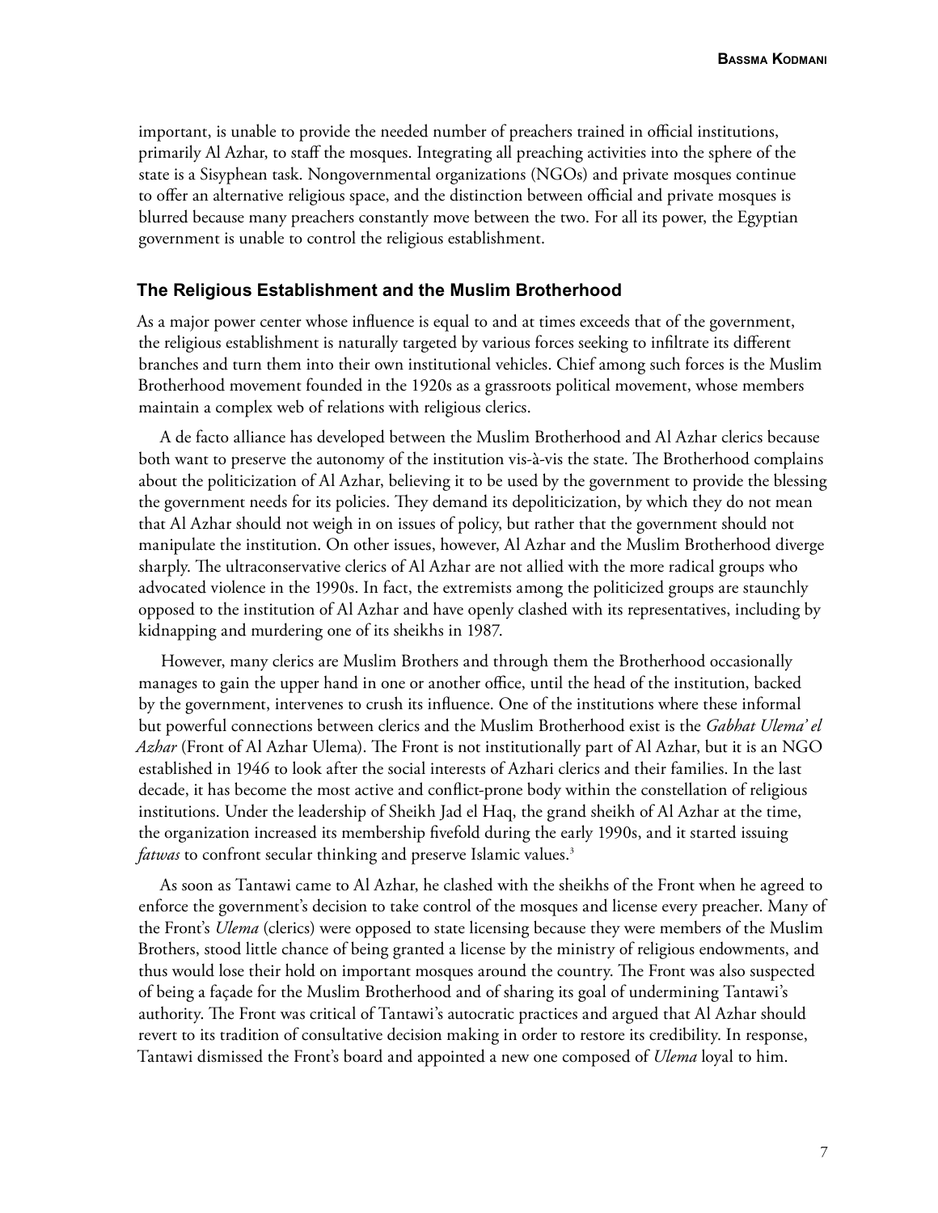important, is unable to provide the needed number of preachers trained in official institutions, primarily Al Azhar, to staff the mosques. Integrating all preaching activities into the sphere of the state is a Sisyphean task. Nongovernmental organizations (NGOs) and private mosques continue to offer an alternative religious space, and the distinction between official and private mosques is blurred because many preachers constantly move between the two. For all its power, the Egyptian government is unable to control the religious establishment.

### The Religious Establishment and the Muslim Brotherhood

As a major power center whose influence is equal to and at times exceeds that of the government, the religious establishment is naturally targeted by various forces seeking to infiltrate its different branches and turn them into their own institutional vehicles. Chief among such forces is the Muslim Brotherhood movement founded in the 1920s as a grassroots political movement, whose members maintain a complex web of relations with religious clerics.

A de facto alliance has developed between the Muslim Brotherhood and Al Azhar clerics because both want to preserve the autonomy of the institution vis-à-vis the state. The Brotherhood complains about the politicization of Al Azhar, believing it to be used by the government to provide the blessing the government needs for its policies. They demand its depoliticization, by which they do not mean that Al Azhar should not weigh in on issues of policy, but rather that the government should not manipulate the institution. On other issues, however, Al Azhar and the Muslim Brotherhood diverge sharply. The ultraconservative clerics of Al Azhar are not allied with the more radical groups who advocated violence in the 1990s. In fact, the extremists among the politicized groups are staunchly opposed to the institution of Al Azhar and have openly clashed with its representatives, including by kidnapping and murdering one of its sheikhs in 1987.

However, many clerics are Muslim Brothers and through them the Brotherhood occasionally manages to gain the upper hand in one or another office, until the head of the institution, backed by the government, intervenes to crush its influence. One of the institutions where these informal but powerful connections between clerics and the Muslim Brotherhood exist is the *Gabhat Ulema' el Azhar* (Front of Al Azhar Ulema). The Front is not institutionally part of Al Azhar, but it is an NGO established in 1946 to look after the social interests of Azhari clerics and their families. In the last decade, it has become the most active and conflict-prone body within the constellation of religious institutions. Under the leadership of Sheikh Jad el Haq, the grand sheikh of Al Azhar at the time, the organization increased its membership fivefold during the early 1990s, and it started issuing *fatwas* to confront secular thinking and preserve Islamic values.[3]

As soon as Tantawi came to Al Azhar, he clashed with the sheikhs of the Front when he agreed to enforce the government's decision to take control of the mosques and license every preacher. Many of the Front's *Ulema* (clerics) were opposed to state licensing because they were members of the Muslim Brothers, stood little chance of being granted a license by the ministry of religious endowments, and thus would lose their hold on important mosques around the country. The Front was also suspected of being a façade for the Muslim Brotherhood and of sharing its goal of undermining Tantawi's authority. The Front was critical of Tantawi's autocratic practices and argued that Al Azhar should revert to its tradition of consultative decision making in order to restore its credibility. In response, Tantawi dismissed the Front's board and appointed a new one composed of *Ulema* loyal to him.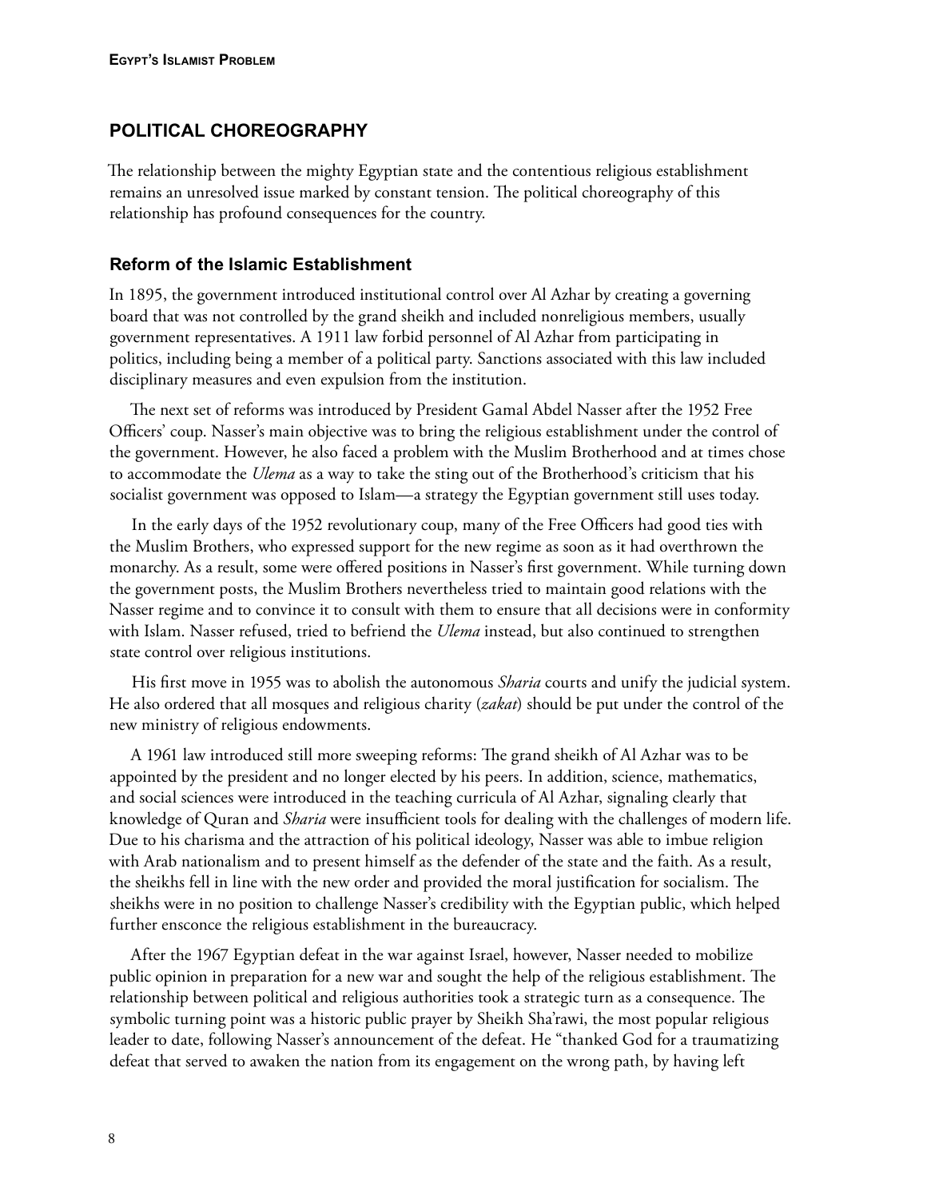## POLITICAL CHOREOGRAPHY

The relationship between the mighty Egyptian state and the contentious religious establishment remains an unresolved issue marked by constant tension. The political choreography of this relationship has profound consequences for the country.

### Reform of the Islamic Establishment

In 1895, the government introduced institutional control over Al Azhar by creating a governing board that was not controlled by the grand sheikh and included nonreligious members, usually government representatives. A 1911 law forbid personnel of Al Azhar from participating in politics, including being a member of a political party. Sanctions associated with this law included disciplinary measures and even expulsion from the institution.

The next set of reforms was introduced by President Gamal Abdel Nasser after the 1952 Free Officers' coup. Nasser's main objective was to bring the religious establishment under the control of the government. However, he also faced a problem with the Muslim Brotherhood and at times chose to accommodate the *Ulema* as a way to take the sting out of the Brotherhood's criticism that his socialist government was opposed to Islam—a strategy the Egyptian government still uses today.

In the early days of the 1952 revolutionary coup, many of the Free Officers had good ties with the Muslim Brothers, who expressed support for the new regime as soon as it had overthrown the monarchy. As a result, some were offered positions in Nasser's first government. While turning down the government posts, the Muslim Brothers nevertheless tried to maintain good relations with the Nasser regime and to convince it to consult with them to ensure that all decisions were in conformity with Islam. Nasser refused, tried to befriend the *Ulema* instead, but also continued to strengthen state control over religious institutions.

His first move in 1955 was to abolish the autonomous *Sharia* courts and unify the judicial system. He also ordered that all mosques and religious charity (*zakat*) should be put under the control of the new ministry of religious endowments.

A 1961 law introduced still more sweeping reforms: The grand sheikh of Al Azhar was to be appointed by the president and no longer elected by his peers. In addition, science, mathematics, and social sciences were introduced in the teaching curricula of Al Azhar, signaling clearly that knowledge of Quran and *Sharia* were insufficient tools for dealing with the challenges of modern life. Due to his charisma and the attraction of his political ideology, Nasser was able to imbue religion with Arab nationalism and to present himself as the defender of the state and the faith. As a result, the sheikhs fell in line with the new order and provided the moral justification for socialism. The sheikhs were in no position to challenge Nasser's credibility with the Egyptian public, which helped further ensconce the religious establishment in the bureaucracy.

After the 1967 Egyptian defeat in the war against Israel, however, Nasser needed to mobilize public opinion in preparation for a new war and sought the help of the religious establishment. The relationship between political and religious authorities took a strategic turn as a consequence. The symbolic turning point was a historic public prayer by Sheikh Sha'rawi, the most popular religious leader to date, following Nasser's announcement of the defeat. He "thanked God for a traumatizing defeat that served to awaken the nation from its engagement on the wrong path, by having left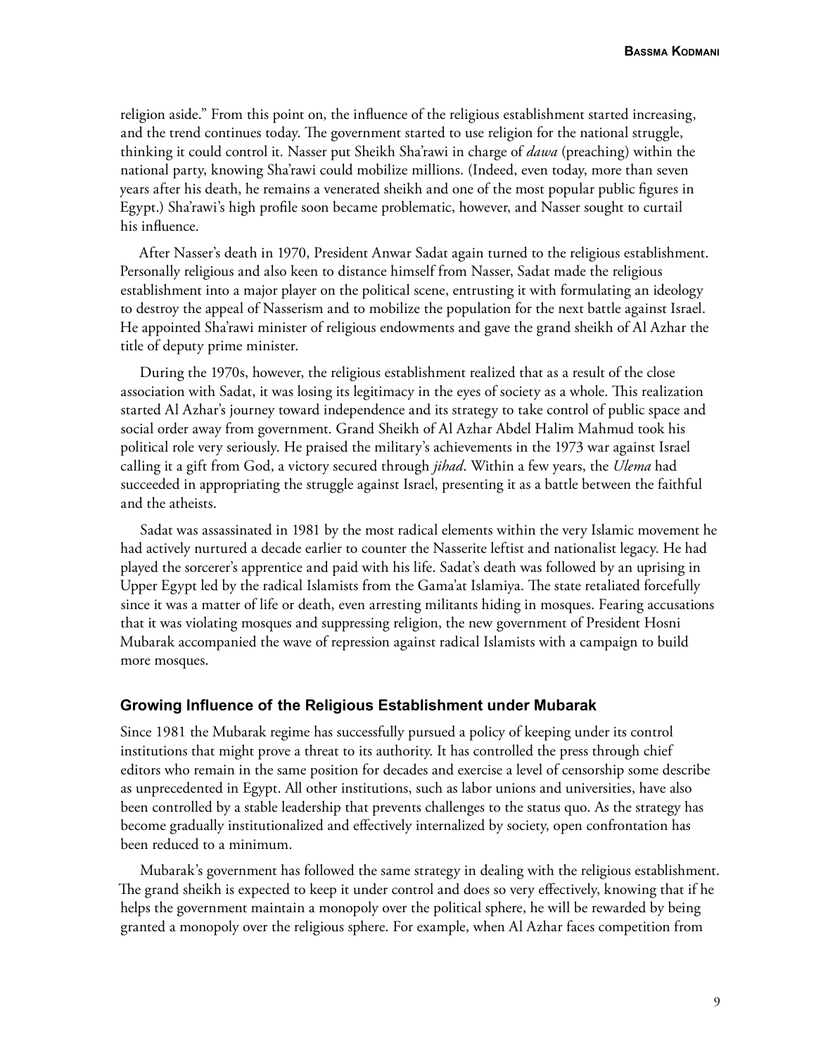religion aside." From this point on, the influence of the religious establishment started increasing, and the trend continues today. The government started to use religion for the national struggle, thinking it could control it. Nasser put Sheikh Sha'rawi in charge of *dawa* (preaching) within the national party, knowing Sha'rawi could mobilize millions. (Indeed, even today, more than seven years after his death, he remains a venerated sheikh and one of the most popular public figures in Egypt.) Sha'rawi's high profile soon became problematic, however, and Nasser sought to curtail his influence.

After Nasser's death in 1970, President Anwar Sadat again turned to the religious establishment. Personally religious and also keen to distance himself from Nasser, Sadat made the religious establishment into a major player on the political scene, entrusting it with formulating an ideology to destroy the appeal of Nasserism and to mobilize the population for the next battle against Israel. He appointed Sha'rawi minister of religious endowments and gave the grand sheikh of Al Azhar the title of deputy prime minister.

During the 1970s, however, the religious establishment realized that as a result of the close association with Sadat, it was losing its legitimacy in the eyes of society as a whole. This realization started Al Azhar's journey toward independence and its strategy to take control of public space and social order away from government. Grand Sheikh of Al Azhar Abdel Halim Mahmud took his political role very seriously. He praised the military's achievements in the 1973 war against Israel calling it a gift from God, a victory secured through *jihad*. Within a few years, the *Ulema* had succeeded in appropriating the struggle against Israel, presenting it as a battle between the faithful and the atheists.

Sadat was assassinated in 1981 by the most radical elements within the very Islamic movement he had actively nurtured a decade earlier to counter the Nasserite leftist and nationalist legacy. He had played the sorcerer's apprentice and paid with his life. Sadat's death was followed by an uprising in Upper Egypt led by the radical Islamists from the Gama'at Islamiya. The state retaliated forcefully since it was a matter of life or death, even arresting militants hiding in mosques. Fearing accusations that it was violating mosques and suppressing religion, the new government of President Hosni Mubarak accompanied the wave of repression against radical Islamists with a campaign to build more mosques.

### Growing Influence of the Religious Establishment under Mubarak

Since 1981 the Mubarak regime has successfully pursued a policy of keeping under its control institutions that might prove a threat to its authority. It has controlled the press through chief editors who remain in the same position for decades and exercise a level of censorship some describe as unprecedented in Egypt. All other institutions, such as labor unions and universities, have also been controlled by a stable leadership that prevents challenges to the status quo. As the strategy has become gradually institutionalized and effectively internalized by society, open confrontation has been reduced to a minimum.

Mubarak's government has followed the same strategy in dealing with the religious establishment. The grand sheikh is expected to keep it under control and does so very effectively, knowing that if he helps the government maintain a monopoly over the political sphere, he will be rewarded by being granted a monopoly over the religious sphere. For example, when Al Azhar faces competition from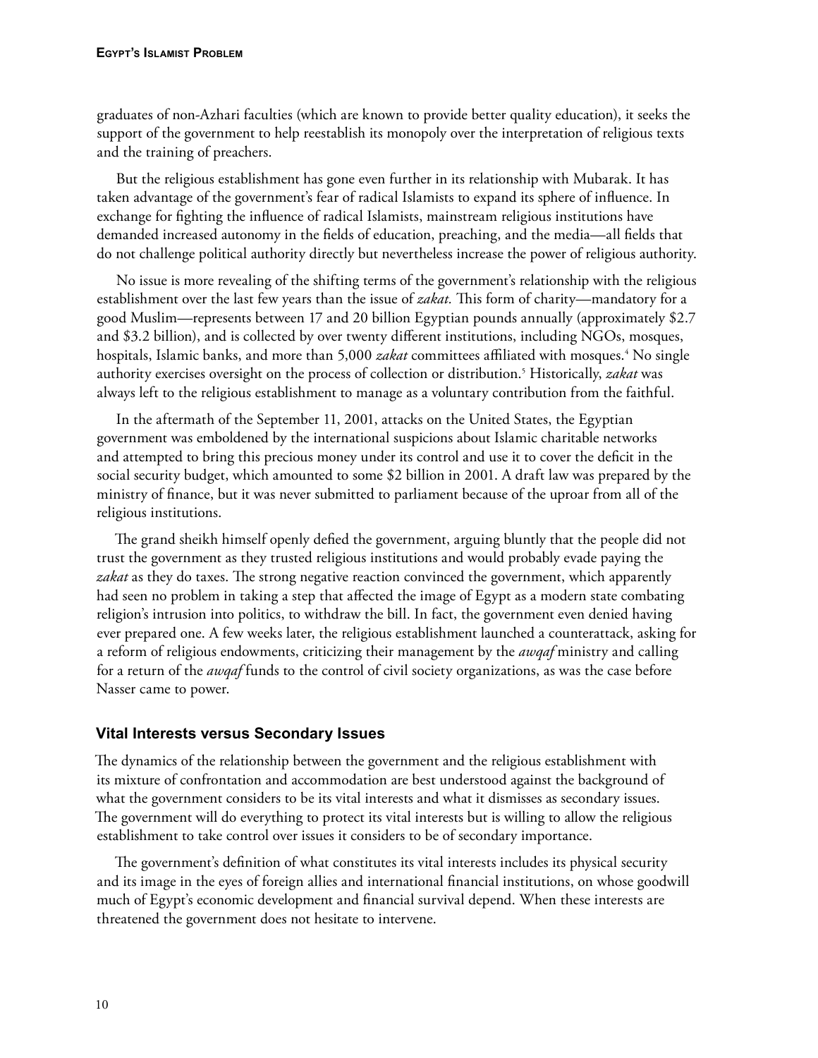graduates of non-Azhari faculties (which are known to provide better quality education), it seeks the support of the government to help reestablish its monopoly over the interpretation of religious texts and the training of preachers.

But the religious establishment has gone even further in its relationship with Mubarak. It has taken advantage of the government's fear of radical Islamists to expand its sphere of influence. In exchange for fighting the influence of radical Islamists, mainstream religious institutions have demanded increased autonomy in the fields of education, preaching, and the media—all fields that do not challenge political authority directly but nevertheless increase the power of religious authority.

No issue is more revealing of the shifting terms of the government's relationship with the religious establishment over the last few years than the issue of *zakat.* This form of charity—mandatory for a good Muslim—represents between 17 and 20 billion Egyptian pounds annually (approximately $2.7 and $3.2 billion), and is collected by over twenty different institutions, including NGOs, mosques, hospitals, Islamic banks, and more than 5,000 *zakat* committees affiliated with mosques.[4] No single authority exercises oversight on the process of collection or distribution.[5] Historically, *zakat* was always left to the religious establishment to manage as a voluntary contribution from the faithful.

In the aftermath of the September 11, 2001, attacks on the United States, the Egyptian government was emboldened by the international suspicions about Islamic charitable networks and attempted to bring this precious money under its control and use it to cover the deficit in the social security budget, which amounted to some $2 billion in 2001. A draft law was prepared by the ministry of finance, but it was never submitted to parliament because of the uproar from all of the religious institutions.

The grand sheikh himself openly defied the government, arguing bluntly that the people did not trust the government as they trusted religious institutions and would probably evade paying the *zakat* as they do taxes. The strong negative reaction convinced the government, which apparently had seen no problem in taking a step that affected the image of Egypt as a modern state combating religion's intrusion into politics, to withdraw the bill. In fact, the government even denied having ever prepared one. A few weeks later, the religious establishment launched a counterattack, asking for a reform of religious endowments, criticizing their management by the *awqaf* ministry and calling for a return of the *awqaf* funds to the control of civil society organizations, as was the case before Nasser came to power.

## Vital Interests versus Secondary Issues

The dynamics of the relationship between the government and the religious establishment with its mixture of confrontation and accommodation are best understood against the background of what the government considers to be its vital interests and what it dismisses as secondary issues. The government will do everything to protect its vital interests but is willing to allow the religious establishment to take control over issues it considers to be of secondary importance.

The government's definition of what constitutes its vital interests includes its physical security and its image in the eyes of foreign allies and international financial institutions, on whose goodwill much of Egypt's economic development and financial survival depend. When these interests are threatened the government does not hesitate to intervene.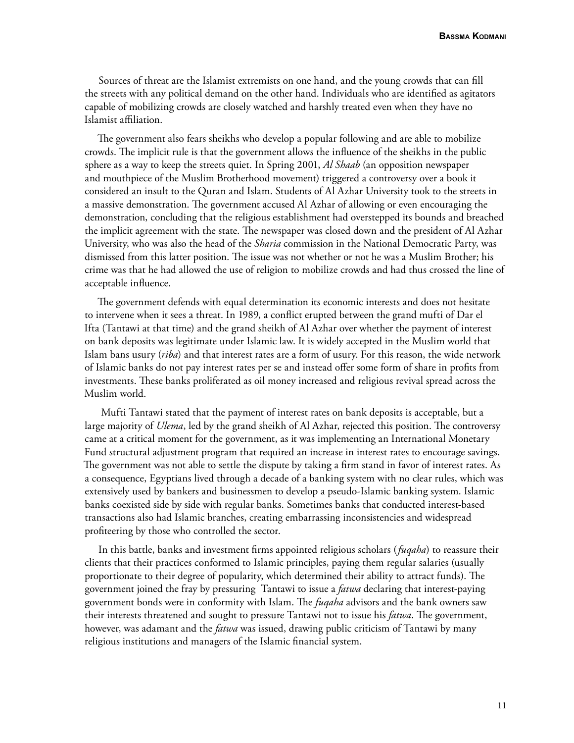Sources of threat are the Islamist extremists on one hand, and the young crowds that can fill the streets with any political demand on the other hand. Individuals who are identified as agitators capable of mobilizing crowds are closely watched and harshly treated even when they have no Islamist affiliation.

The government also fears sheikhs who develop a popular following and are able to mobilize crowds. The implicit rule is that the government allows the influence of the sheikhs in the public sphere as a way to keep the streets quiet. In Spring 2001, *Al Shaab* (an opposition newspaper and mouthpiece of the Muslim Brotherhood movement) triggered a controversy over a book it considered an insult to the Quran and Islam. Students of Al Azhar University took to the streets in a massive demonstration. The government accused Al Azhar of allowing or even encouraging the demonstration, concluding that the religious establishment had overstepped its bounds and breached the implicit agreement with the state. The newspaper was closed down and the president of Al Azhar University, who was also the head of the *Sharia* commission in the National Democratic Party, was dismissed from this latter position. The issue was not whether or not he was a Muslim Brother; his crime was that he had allowed the use of religion to mobilize crowds and had thus crossed the line of acceptable influence.

The government defends with equal determination its economic interests and does not hesitate to intervene when it sees a threat. In 1989, a conflict erupted between the grand mufti of Dar el Ifta (Tantawi at that time) and the grand sheikh of Al Azhar over whether the payment of interest on bank deposits was legitimate under Islamic law. It is widely accepted in the Muslim world that Islam bans usury (*riba*) and that interest rates are a form of usury. For this reason, the wide network of Islamic banks do not pay interest rates per se and instead offer some form of share in profits from investments. These banks proliferated as oil money increased and religious revival spread across the Muslim world.

Mufti Tantawi stated that the payment of interest rates on bank deposits is acceptable, but a large majority of *Ulema*, led by the grand sheikh of Al Azhar, rejected this position. The controversy came at a critical moment for the government, as it was implementing an International Monetary Fund structural adjustment program that required an increase in interest rates to encourage savings. The government was not able to settle the dispute by taking a firm stand in favor of interest rates. As a consequence, Egyptians lived through a decade of a banking system with no clear rules, which was extensively used by bankers and businessmen to develop a pseudo-Islamic banking system. Islamic banks coexisted side by side with regular banks. Sometimes banks that conducted interest-based transactions also had Islamic branches, creating embarrassing inconsistencies and widespread profiteering by those who controlled the sector.

In this battle, banks and investment firms appointed religious scholars (*fuqaha*) to reassure their clients that their practices conformed to Islamic principles, paying them regular salaries (usually proportionate to their degree of popularity, which determined their ability to attract funds). The government joined the fray by pressuring Tantawi to issue a *fatwa* declaring that interest-paying government bonds were in conformity with Islam. The *fuqaha* advisors and the bank owners saw their interests threatened and sought to pressure Tantawi not to issue his *fatwa*. The government, however, was adamant and the *fatwa* was issued, drawing public criticism of Tantawi by many religious institutions and managers of the Islamic financial system.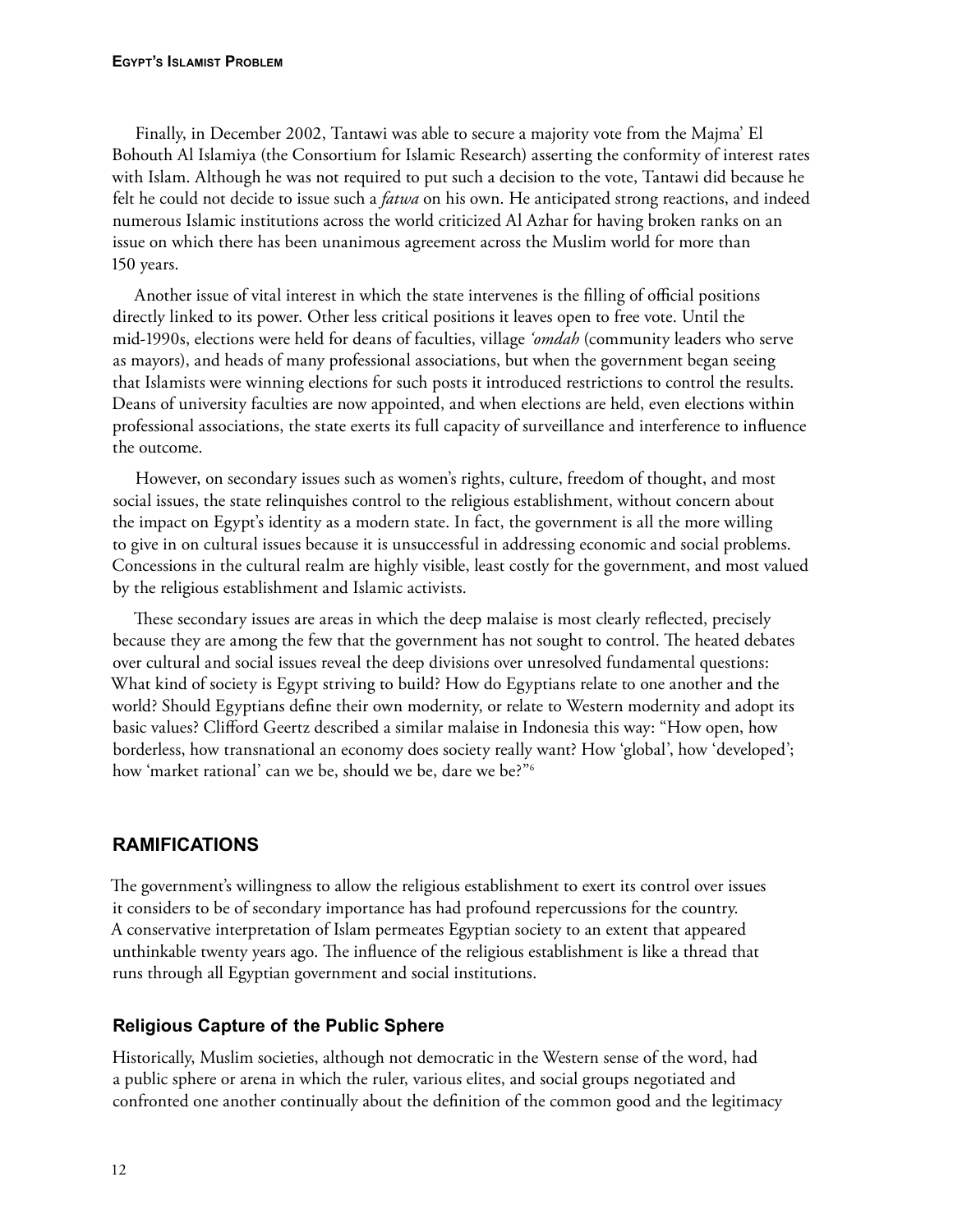Finally, in December 2002, Tantawi was able to secure a majority vote from the Majma' El Bohouth Al Islamiya (the Consortium for Islamic Research) asserting the conformity of interest rates with Islam. Although he was not required to put such a decision to the vote, Tantawi did because he felt he could not decide to issue such a *fatwa* on his own. He anticipated strong reactions, and indeed numerous Islamic institutions across the world criticized Al Azhar for having broken ranks on an issue on which there has been unanimous agreement across the Muslim world for more than 150 years.

Another issue of vital interest in which the state intervenes is the filling of official positions directly linked to its power. Other less critical positions it leaves open to free vote. Until the mid-1990s, elections were held for deans of faculties, village *'omdah* (community leaders who serve as mayors), and heads of many professional associations, but when the government began seeing that Islamists were winning elections for such posts it introduced restrictions to control the results. Deans of university faculties are now appointed, and when elections are held, even elections within professional associations, the state exerts its full capacity of surveillance and interference to influence the outcome.

However, on secondary issues such as women's rights, culture, freedom of thought, and most social issues, the state relinquishes control to the religious establishment, without concern about the impact on Egypt's identity as a modern state. In fact, the government is all the more willing to give in on cultural issues because it is unsuccessful in addressing economic and social problems. Concessions in the cultural realm are highly visible, least costly for the government, and most valued by the religious establishment and Islamic activists.

These secondary issues are areas in which the deep malaise is most clearly reflected, precisely because they are among the few that the government has not sought to control. The heated debates over cultural and social issues reveal the deep divisions over unresolved fundamental questions: What kind of society is Egypt striving to build? How do Egyptians relate to one another and the world? Should Egyptians define their own modernity, or relate to Western modernity and adopt its basic values? Clifford Geertz described a similar malaise in Indonesia this way: "How open, how borderless, how transnational an economy does society really want? How 'global', how 'developed'; how 'market rational' can we be, should we be, dare we be?"[6]

## RAMIFICATIONS

The government's willingness to allow the religious establishment to exert its control over issues it considers to be of secondary importance has had profound repercussions for the country. A conservative interpretation of Islam permeates Egyptian society to an extent that appeared unthinkable twenty years ago. The influence of the religious establishment is like a thread that runs through all Egyptian government and social institutions.

### Religious Capture of the Public Sphere

Historically, Muslim societies, although not democratic in the Western sense of the word, had a public sphere or arena in which the ruler, various elites, and social groups negotiated and confronted one another continually about the definition of the common good and the legitimacy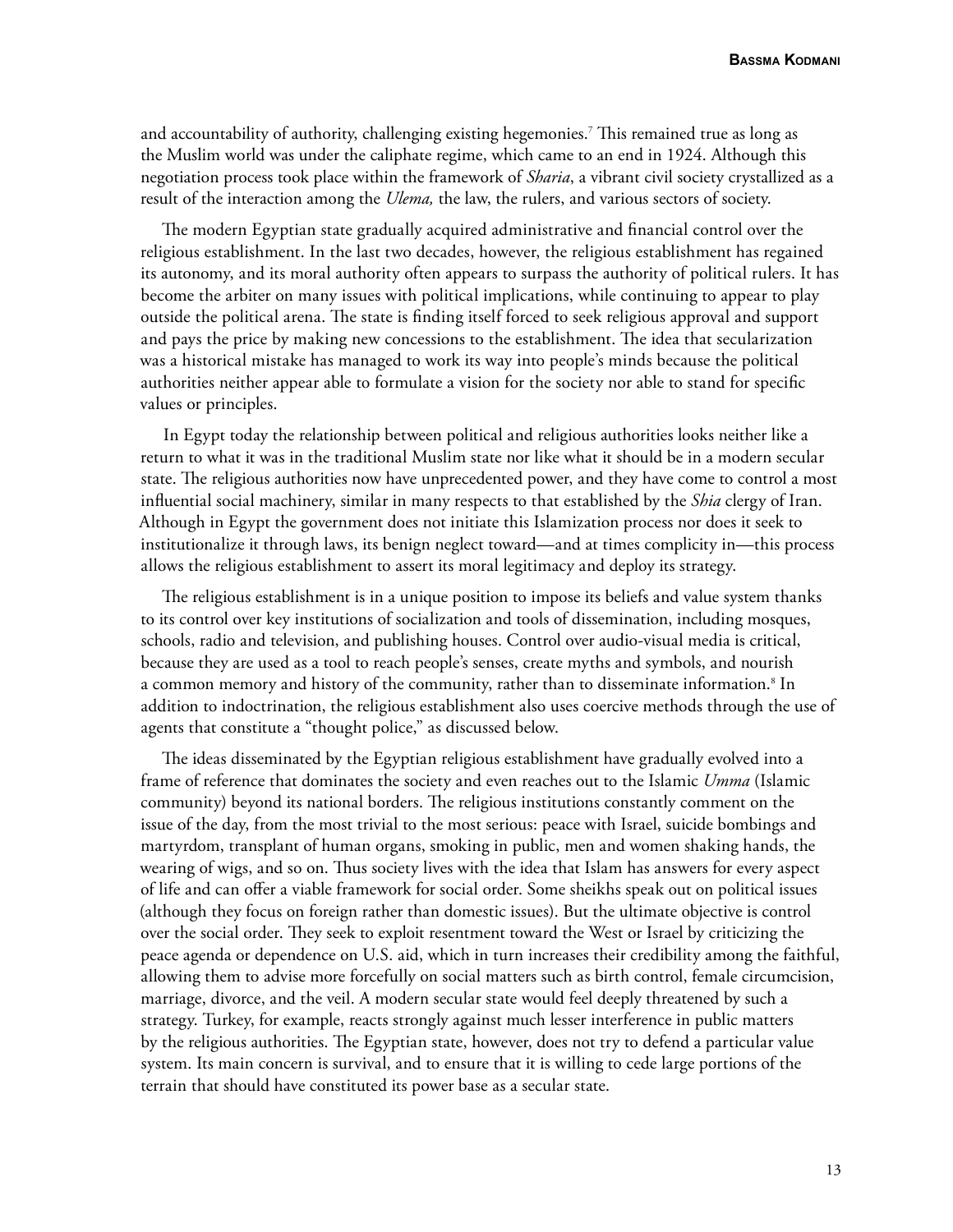and accountability of authority, challenging existing hegemonies.[7] This remained true as long as the Muslim world was under the caliphate regime, which came to an end in 1924. Although this negotiation process took place within the framework of *Sharia*, a vibrant civil society crystallized as a result of the interaction among the *Ulema,* the law, the rulers, and various sectors of society.

The modern Egyptian state gradually acquired administrative and financial control over the religious establishment. In the last two decades, however, the religious establishment has regained its autonomy, and its moral authority often appears to surpass the authority of political rulers. It has become the arbiter on many issues with political implications, while continuing to appear to play outside the political arena. The state is finding itself forced to seek religious approval and support and pays the price by making new concessions to the establishment. The idea that secularization was a historical mistake has managed to work its way into people's minds because the political authorities neither appear able to formulate a vision for the society nor able to stand for specific values or principles.

In Egypt today the relationship between political and religious authorities looks neither like a return to what it was in the traditional Muslim state nor like what it should be in a modern secular state. The religious authorities now have unprecedented power, and they have come to control a most influential social machinery, similar in many respects to that established by the *Shia* clergy of Iran. Although in Egypt the government does not initiate this Islamization process nor does it seek to institutionalize it through laws, its benign neglect toward—and at times complicity in—this process allows the religious establishment to assert its moral legitimacy and deploy its strategy.

The religious establishment is in a unique position to impose its beliefs and value system thanks to its control over key institutions of socialization and tools of dissemination, including mosques, schools, radio and television, and publishing houses. Control over audio-visual media is critical, because they are used as a tool to reach people's senses, create myths and symbols, and nourish a common memory and history of the community, rather than to disseminate information.[8] In addition to indoctrination, the religious establishment also uses coercive methods through the use of agents that constitute a "thought police," as discussed below.

The ideas disseminated by the Egyptian religious establishment have gradually evolved into a frame of reference that dominates the society and even reaches out to the Islamic *Umma* (Islamic community) beyond its national borders. The religious institutions constantly comment on the issue of the day, from the most trivial to the most serious: peace with Israel, suicide bombings and martyrdom, transplant of human organs, smoking in public, men and women shaking hands, the wearing of wigs, and so on. Thus society lives with the idea that Islam has answers for every aspect of life and can offer a viable framework for social order. Some sheikhs speak out on political issues (although they focus on foreign rather than domestic issues). But the ultimate objective is control over the social order. They seek to exploit resentment toward the West or Israel by criticizing the peace agenda or dependence on U.S. aid, which in turn increases their credibility among the faithful, allowing them to advise more forcefully on social matters such as birth control, female circumcision, marriage, divorce, and the veil. A modern secular state would feel deeply threatened by such a strategy. Turkey, for example, reacts strongly against much lesser interference in public matters by the religious authorities. The Egyptian state, however, does not try to defend a particular value system. Its main concern is survival, and to ensure that it is willing to cede large portions of the terrain that should have constituted its power base as a secular state.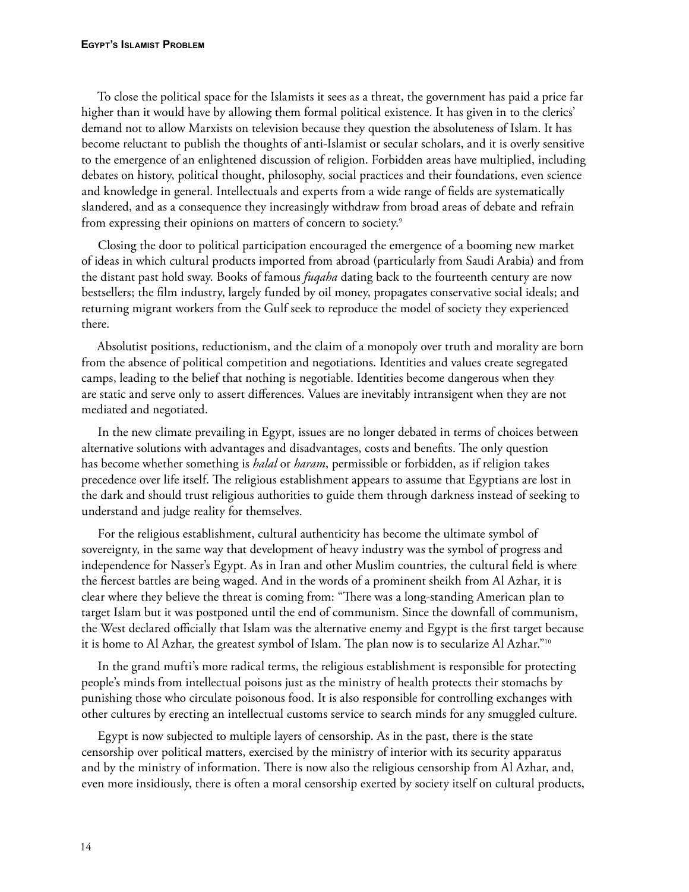To close the political space for the Islamists it sees as a threat, the government has paid a price far higher than it would have by allowing them formal political existence. It has given in to the clerics' demand not to allow Marxists on television because they question the absoluteness of Islam. It has become reluctant to publish the thoughts of anti-Islamist or secular scholars, and it is overly sensitive to the emergence of an enlightened discussion of religion. Forbidden areas have multiplied, including debates on history, political thought, philosophy, social practices and their foundations, even science and knowledge in general. Intellectuals and experts from a wide range of fields are systematically slandered, and as a consequence they increasingly withdraw from broad areas of debate and refrain from expressing their opinions on matters of concern to society.[9]

Closing the door to political participation encouraged the emergence of a booming new market of ideas in which cultural products imported from abroad (particularly from Saudi Arabia) and from the distant past hold sway. Books of famous *fuqaha* dating back to the fourteenth century are now bestsellers; the film industry, largely funded by oil money, propagates conservative social ideals; and returning migrant workers from the Gulf seek to reproduce the model of society they experienced there.

Absolutist positions, reductionism, and the claim of a monopoly over truth and morality are born from the absence of political competition and negotiations. Identities and values create segregated camps, leading to the belief that nothing is negotiable. Identities become dangerous when they are static and serve only to assert differences. Values are inevitably intransigent when they are not mediated and negotiated.

In the new climate prevailing in Egypt, issues are no longer debated in terms of choices between alternative solutions with advantages and disadvantages, costs and benefits. The only question has become whether something is *halal* or *haram*, permissible or forbidden, as if religion takes precedence over life itself. The religious establishment appears to assume that Egyptians are lost in the dark and should trust religious authorities to guide them through darkness instead of seeking to understand and judge reality for themselves.

For the religious establishment, cultural authenticity has become the ultimate symbol of sovereignty, in the same way that development of heavy industry was the symbol of progress and independence for Nasser's Egypt. As in Iran and other Muslim countries, the cultural field is where the fiercest battles are being waged. And in the words of a prominent sheikh from Al Azhar, it is clear where they believe the threat is coming from: "There was a long-standing American plan to target Islam but it was postponed until the end of communism. Since the downfall of communism, the West declared officially that Islam was the alternative enemy and Egypt is the first target because it is home to Al Azhar, the greatest symbol of Islam. The plan now is to secularize Al Azhar."[10]

In the grand mufti's more radical terms, the religious establishment is responsible for protecting people's minds from intellectual poisons just as the ministry of health protects their stomachs by punishing those who circulate poisonous food. It is also responsible for controlling exchanges with other cultures by erecting an intellectual customs service to search minds for any smuggled culture.

Egypt is now subjected to multiple layers of censorship. As in the past, there is the state censorship over political matters, exercised by the ministry of interior with its security apparatus and by the ministry of information. There is now also the religious censorship from Al Azhar, and, even more insidiously, there is often a moral censorship exerted by society itself on cultural products,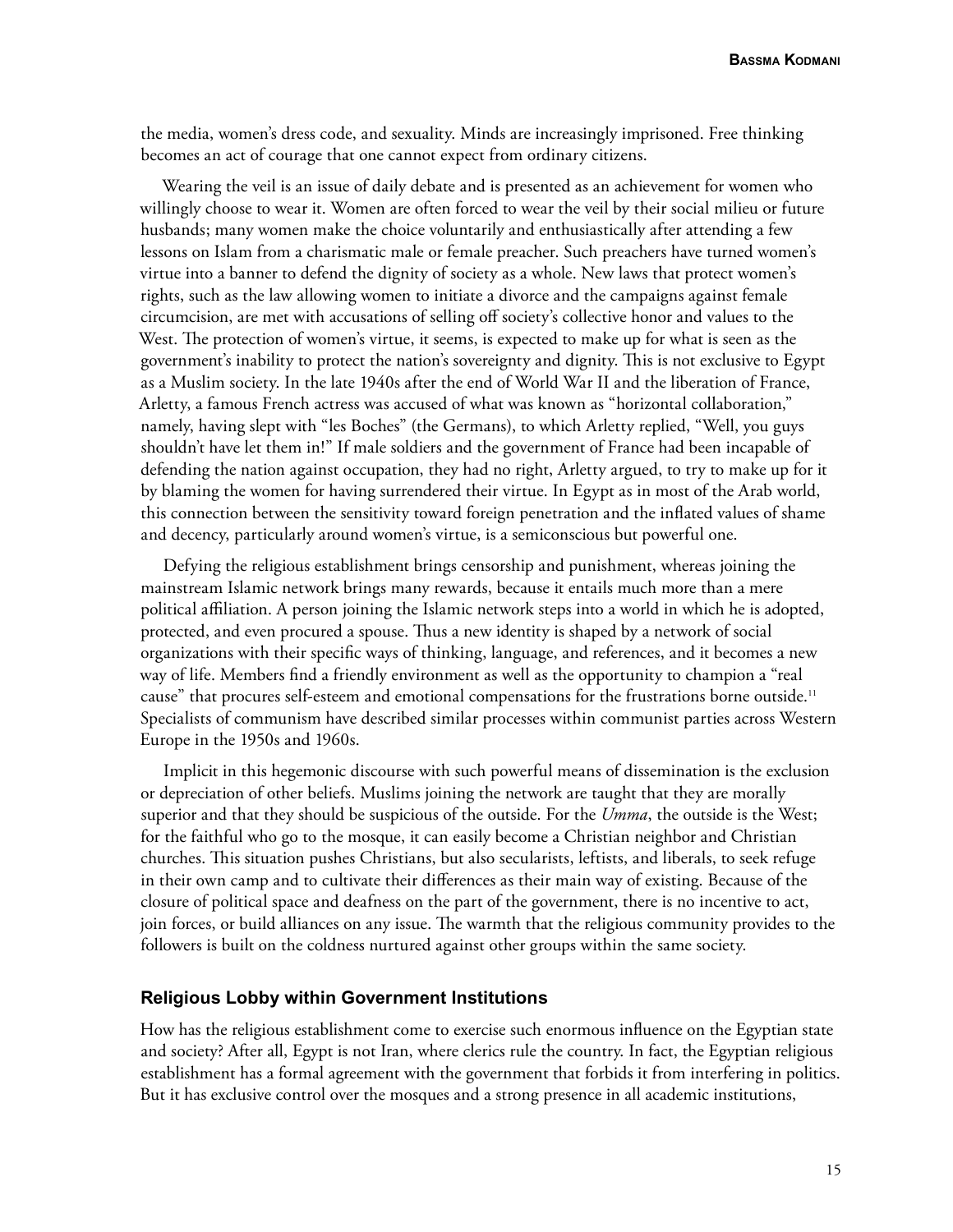the media, women's dress code, and sexuality. Minds are increasingly imprisoned. Free thinking becomes an act of courage that one cannot expect from ordinary citizens.

Wearing the veil is an issue of daily debate and is presented as an achievement for women who willingly choose to wear it. Women are often forced to wear the veil by their social milieu or future husbands; many women make the choice voluntarily and enthusiastically after attending a few lessons on Islam from a charismatic male or female preacher. Such preachers have turned women's virtue into a banner to defend the dignity of society as a whole. New laws that protect women's rights, such as the law allowing women to initiate a divorce and the campaigns against female circumcision, are met with accusations of selling off society's collective honor and values to the West. The protection of women's virtue, it seems, is expected to make up for what is seen as the government's inability to protect the nation's sovereignty and dignity. This is not exclusive to Egypt as a Muslim society. In the late 1940s after the end of World War II and the liberation of France, Arletty, a famous French actress was accused of what was known as "horizontal collaboration," namely, having slept with "les Boches" (the Germans), to which Arletty replied, "Well, you guys shouldn't have let them in!" If male soldiers and the government of France had been incapable of defending the nation against occupation, they had no right, Arletty argued, to try to make up for it by blaming the women for having surrendered their virtue. In Egypt as in most of the Arab world, this connection between the sensitivity toward foreign penetration and the inflated values of shame and decency, particularly around women's virtue, is a semiconscious but powerful one.

Defying the religious establishment brings censorship and punishment, whereas joining the mainstream Islamic network brings many rewards, because it entails much more than a mere political affiliation. A person joining the Islamic network steps into a world in which he is adopted, protected, and even procured a spouse. Thus a new identity is shaped by a network of social organizations with their specific ways of thinking, language, and references, and it becomes a new way of life. Members find a friendly environment as well as the opportunity to champion a "real cause" that procures self-esteem and emotional compensations for the frustrations borne outside.[11] Specialists of communism have described similar processes within communist parties across Western Europe in the 1950s and 1960s.

Implicit in this hegemonic discourse with such powerful means of dissemination is the exclusion or depreciation of other beliefs. Muslims joining the network are taught that they are morally superior and that they should be suspicious of the outside. For the *Umma*, the outside is the West; for the faithful who go to the mosque, it can easily become a Christian neighbor and Christian churches. This situation pushes Christians, but also secularists, leftists, and liberals, to seek refuge in their own camp and to cultivate their differences as their main way of existing. Because of the closure of political space and deafness on the part of the government, there is no incentive to act, join forces, or build alliances on any issue. The warmth that the religious community provides to the followers is built on the coldness nurtured against other groups within the same society.

## Religious Lobby within Government Institutions

How has the religious establishment come to exercise such enormous influence on the Egyptian state and society? After all, Egypt is not Iran, where clerics rule the country. In fact, the Egyptian religious establishment has a formal agreement with the government that forbids it from interfering in politics. But it has exclusive control over the mosques and a strong presence in all academic institutions,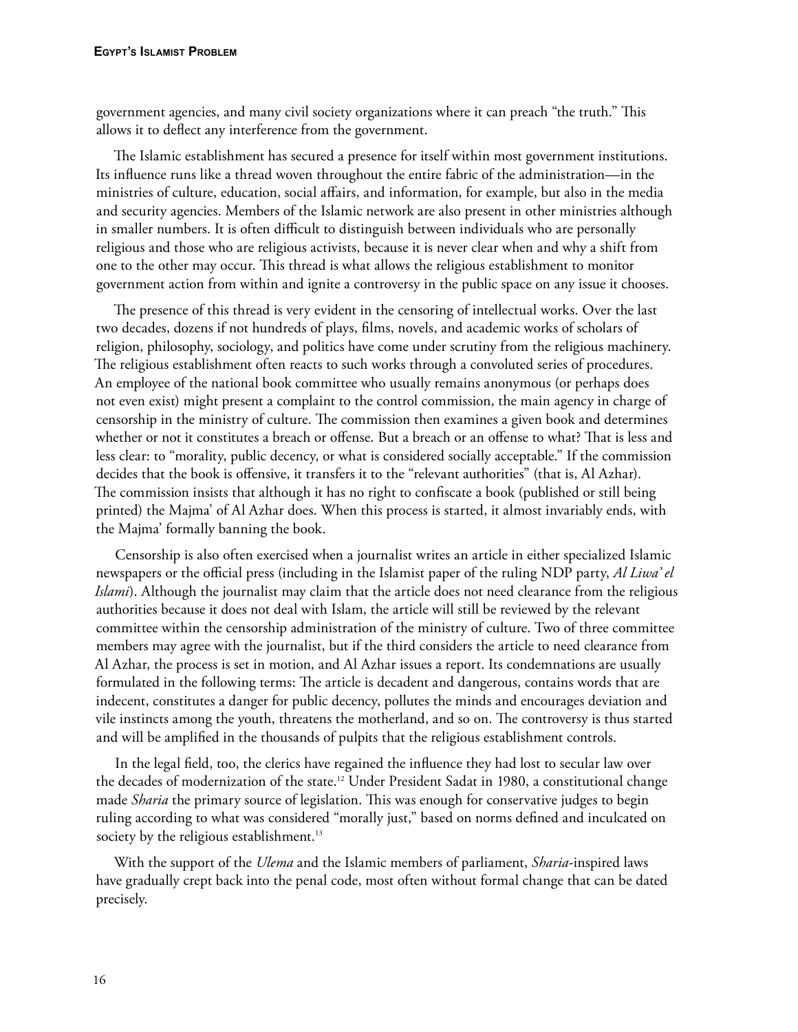government agencies, and many civil society organizations where it can preach "the truth." This allows it to deflect any interference from the government.

The Islamic establishment has secured a presence for itself within most government institutions. Its influence runs like a thread woven throughout the entire fabric of the administration—in the ministries of culture, education, social affairs, and information, for example, but also in the media and security agencies. Members of the Islamic network are also present in other ministries although in smaller numbers. It is often difficult to distinguish between individuals who are personally religious and those who are religious activists, because it is never clear when and why a shift from one to the other may occur. This thread is what allows the religious establishment to monitor government action from within and ignite a controversy in the public space on any issue it chooses.

The presence of this thread is very evident in the censoring of intellectual works. Over the last two decades, dozens if not hundreds of plays, films, novels, and academic works of scholars of religion, philosophy, sociology, and politics have come under scrutiny from the religious machinery. The religious establishment often reacts to such works through a convoluted series of procedures. An employee of the national book committee who usually remains anonymous (or perhaps does not even exist) might present a complaint to the control commission, the main agency in charge of censorship in the ministry of culture. The commission then examines a given book and determines whether or not it constitutes a breach or offense. But a breach or an offense to what? That is less and less clear: to "morality, public decency, or what is considered socially acceptable." If the commission decides that the book is offensive, it transfers it to the "relevant authorities" (that is, Al Azhar). The commission insists that although it has no right to confiscate a book (published or still being printed) the Majma' of Al Azhar does. When this process is started, it almost invariably ends, with the Majma' formally banning the book.

Censorship is also often exercised when a journalist writes an article in either specialized Islamic newspapers or the official press (including in the Islamist paper of the ruling NDP party, *Al Liwa' el Islami*). Although the journalist may claim that the article does not need clearance from the religious authorities because it does not deal with Islam, the article will still be reviewed by the relevant committee within the censorship administration of the ministry of culture. Two of three committee members may agree with the journalist, but if the third considers the article to need clearance from Al Azhar, the process is set in motion, and Al Azhar issues a report. Its condemnations are usually formulated in the following terms: The article is decadent and dangerous, contains words that are indecent, constitutes a danger for public decency, pollutes the minds and encourages deviation and vile instincts among the youth, threatens the motherland, and so on. The controversy is thus started and will be amplified in the thousands of pulpits that the religious establishment controls.

In the legal field, too, the clerics have regained the influence they had lost to secular law over the decades of modernization of the state.[12] Under President Sadat in 1980, a constitutional change made *Sharia* the primary source of legislation. This was enough for conservative judges to begin ruling according to what was considered "morally just," based on norms defined and inculcated on society by the religious establishment.[13]

With the support of the *Ulema* and the Islamic members of parliament, *Sharia*-inspired laws have gradually crept back into the penal code, most often without formal change that can be dated precisely.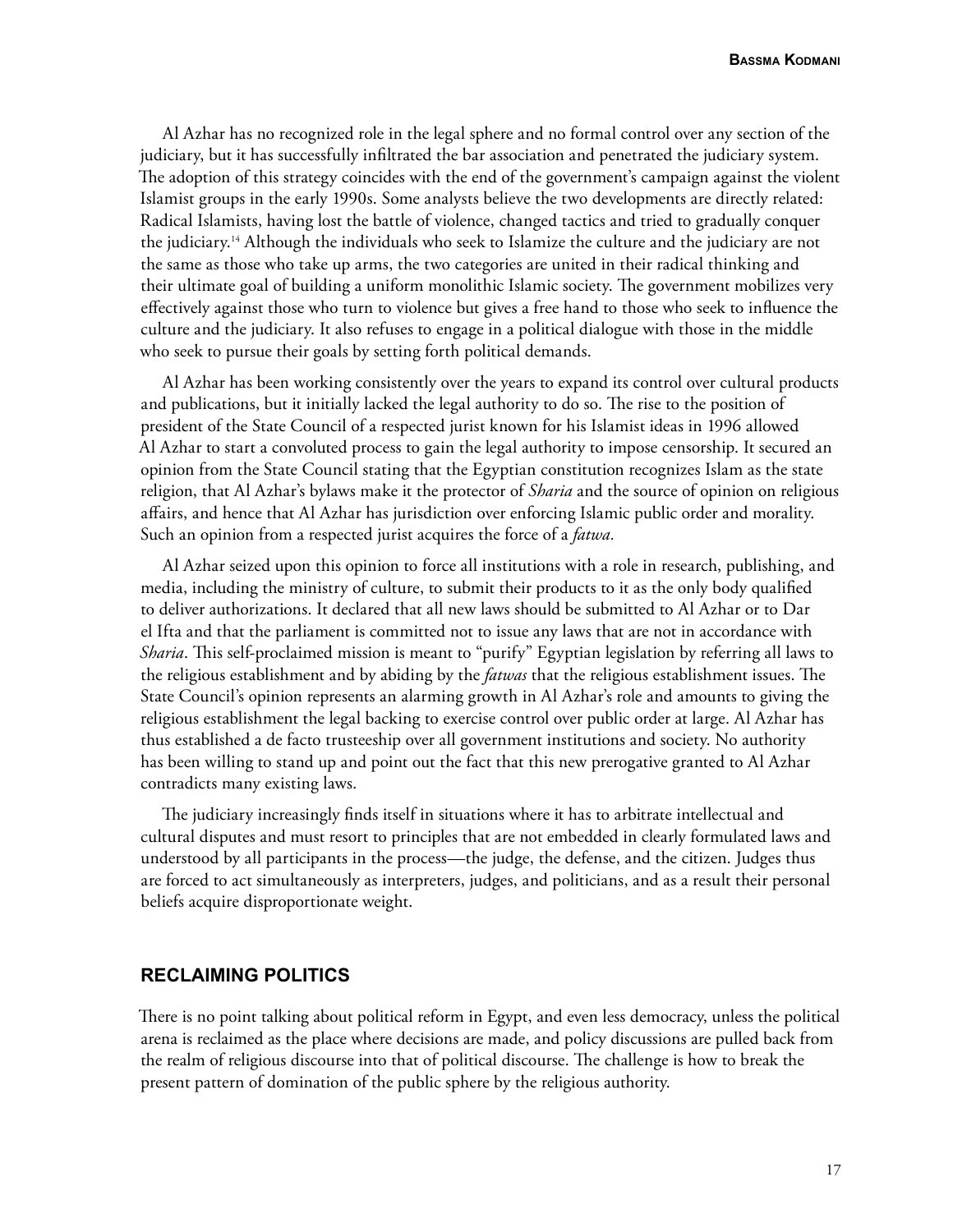Al Azhar has no recognized role in the legal sphere and no formal control over any section of the judiciary, but it has successfully infiltrated the bar association and penetrated the judiciary system. The adoption of this strategy coincides with the end of the government's campaign against the violent Islamist groups in the early 1990s. Some analysts believe the two developments are directly related: Radical Islamists, having lost the battle of violence, changed tactics and tried to gradually conquer the judiciary.[14] Although the individuals who seek to Islamize the culture and the judiciary are not the same as those who take up arms, the two categories are united in their radical thinking and their ultimate goal of building a uniform monolithic Islamic society. The government mobilizes very effectively against those who turn to violence but gives a free hand to those who seek to influence the culture and the judiciary. It also refuses to engage in a political dialogue with those in the middle who seek to pursue their goals by setting forth political demands.

Al Azhar has been working consistently over the years to expand its control over cultural products and publications, but it initially lacked the legal authority to do so. The rise to the position of president of the State Council of a respected jurist known for his Islamist ideas in 1996 allowed Al Azhar to start a convoluted process to gain the legal authority to impose censorship. It secured an opinion from the State Council stating that the Egyptian constitution recognizes Islam as the state religion, that Al Azhar's bylaws make it the protector of *Sharia* and the source of opinion on religious affairs, and hence that Al Azhar has jurisdiction over enforcing Islamic public order and morality. Such an opinion from a respected jurist acquires the force of a *fatwa.*

Al Azhar seized upon this opinion to force all institutions with a role in research, publishing, and media, including the ministry of culture, to submit their products to it as the only body qualified to deliver authorizations. It declared that all new laws should be submitted to Al Azhar or to Dar el Ifta and that the parliament is committed not to issue any laws that are not in accordance with *Sharia*. This self-proclaimed mission is meant to "purify" Egyptian legislation by referring all laws to the religious establishment and by abiding by the *fatwas* that the religious establishment issues. The State Council's opinion represents an alarming growth in Al Azhar's role and amounts to giving the religious establishment the legal backing to exercise control over public order at large. Al Azhar has thus established a de facto trusteeship over all government institutions and society. No authority has been willing to stand up and point out the fact that this new prerogative granted to Al Azhar contradicts many existing laws.

The judiciary increasingly finds itself in situations where it has to arbitrate intellectual and cultural disputes and must resort to principles that are not embedded in clearly formulated laws and understood by all participants in the process—the judge, the defense, and the citizen. Judges thus are forced to act simultaneously as interpreters, judges, and politicians, and as a result their personal beliefs acquire disproportionate weight.

## RECLAIMING POLITICS

There is no point talking about political reform in Egypt, and even less democracy, unless the political arena is reclaimed as the place where decisions are made, and policy discussions are pulled back from the realm of religious discourse into that of political discourse. The challenge is how to break the present pattern of domination of the public sphere by the religious authority.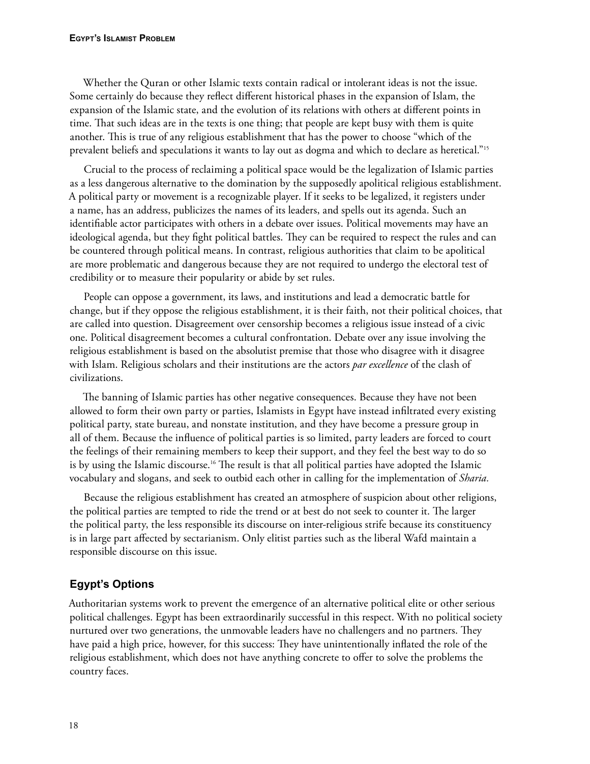Whether the Quran or other Islamic texts contain radical or intolerant ideas is not the issue. Some certainly do because they reflect different historical phases in the expansion of Islam, the expansion of the Islamic state, and the evolution of its relations with others at different points in time. That such ideas are in the texts is one thing; that people are kept busy with them is quite another. This is true of any religious establishment that has the power to choose "which of the prevalent beliefs and speculations it wants to lay out as dogma and which to declare as heretical."[15]

Crucial to the process of reclaiming a political space would be the legalization of Islamic parties as a less dangerous alternative to the domination by the supposedly apolitical religious establishment. A political party or movement is a recognizable player. If it seeks to be legalized, it registers under a name, has an address, publicizes the names of its leaders, and spells out its agenda. Such an identifiable actor participates with others in a debate over issues. Political movements may have an ideological agenda, but they fight political battles. They can be required to respect the rules and can be countered through political means. In contrast, religious authorities that claim to be apolitical are more problematic and dangerous because they are not required to undergo the electoral test of credibility or to measure their popularity or abide by set rules.

People can oppose a government, its laws, and institutions and lead a democratic battle for change, but if they oppose the religious establishment, it is their faith, not their political choices, that are called into question. Disagreement over censorship becomes a religious issue instead of a civic one. Political disagreement becomes a cultural confrontation. Debate over any issue involving the religious establishment is based on the absolutist premise that those who disagree with it disagree with Islam. Religious scholars and their institutions are the actors *par excellence* of the clash of civilizations.

The banning of Islamic parties has other negative consequences. Because they have not been allowed to form their own party or parties, Islamists in Egypt have instead infiltrated every existing political party, state bureau, and nonstate institution, and they have become a pressure group in all of them. Because the influence of political parties is so limited, party leaders are forced to court the feelings of their remaining members to keep their support, and they feel the best way to do so is by using the Islamic discourse.[16] The result is that all political parties have adopted the Islamic vocabulary and slogans, and seek to outbid each other in calling for the implementation of *Sharia*.

Because the religious establishment has created an atmosphere of suspicion about other religions, the political parties are tempted to ride the trend or at best do not seek to counter it. The larger the political party, the less responsible its discourse on inter-religious strife because its constituency is in large part affected by sectarianism. Only elitist parties such as the liberal Wafd maintain a responsible discourse on this issue.

## Egypt's Options

Authoritarian systems work to prevent the emergence of an alternative political elite or other serious political challenges. Egypt has been extraordinarily successful in this respect. With no political society nurtured over two generations, the unmovable leaders have no challengers and no partners. They have paid a high price, however, for this success: They have unintentionally inflated the role of the religious establishment, which does not have anything concrete to offer to solve the problems the country faces.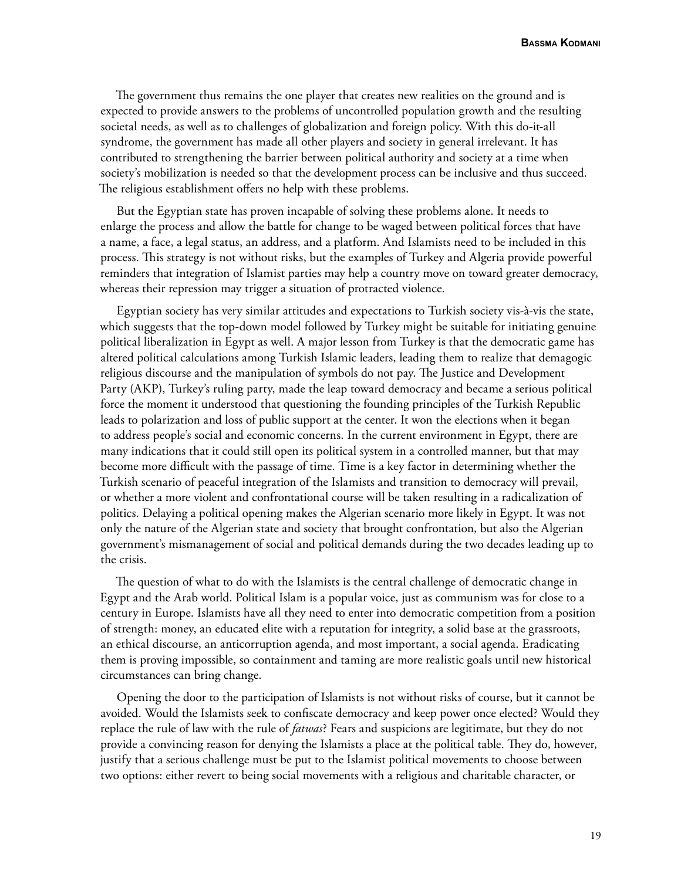The government thus remains the one player that creates new realities on the ground and is expected to provide answers to the problems of uncontrolled population growth and the resulting societal needs, as well as to challenges of globalization and foreign policy. With this do-it-all syndrome, the government has made all other players and society in general irrelevant. It has contributed to strengthening the barrier between political authority and society at a time when society's mobilization is needed so that the development process can be inclusive and thus succeed. The religious establishment offers no help with these problems.

But the Egyptian state has proven incapable of solving these problems alone. It needs to enlarge the process and allow the battle for change to be waged between political forces that have a name, a face, a legal status, an address, and a platform. And Islamists need to be included in this process. This strategy is not without risks, but the examples of Turkey and Algeria provide powerful reminders that integration of Islamist parties may help a country move on toward greater democracy, whereas their repression may trigger a situation of protracted violence.

Egyptian society has very similar attitudes and expectations to Turkish society vis-à-vis the state, which suggests that the top-down model followed by Turkey might be suitable for initiating genuine political liberalization in Egypt as well. A major lesson from Turkey is that the democratic game has altered political calculations among Turkish Islamic leaders, leading them to realize that demagogic religious discourse and the manipulation of symbols do not pay. The Justice and Development Party (AKP), Turkey's ruling party, made the leap toward democracy and became a serious political force the moment it understood that questioning the founding principles of the Turkish Republic leads to polarization and loss of public support at the center. It won the elections when it began to address people's social and economic concerns. In the current environment in Egypt, there are many indications that it could still open its political system in a controlled manner, but that may become more difficult with the passage of time. Time is a key factor in determining whether the Turkish scenario of peaceful integration of the Islamists and transition to democracy will prevail, or whether a more violent and confrontational course will be taken resulting in a radicalization of politics. Delaying a political opening makes the Algerian scenario more likely in Egypt. It was not only the nature of the Algerian state and society that brought confrontation, but also the Algerian government's mismanagement of social and political demands during the two decades leading up to the crisis.

The question of what to do with the Islamists is the central challenge of democratic change in Egypt and the Arab world. Political Islam is a popular voice, just as communism was for close to a century in Europe. Islamists have all they need to enter into democratic competition from a position of strength: money, an educated elite with a reputation for integrity, a solid base at the grassroots, an ethical discourse, an anticorruption agenda, and most important, a social agenda. Eradicating them is proving impossible, so containment and taming are more realistic goals until new historical circumstances can bring change.

Opening the door to the participation of Islamists is not without risks of course, but it cannot be avoided. Would the Islamists seek to confiscate democracy and keep power once elected? Would they replace the rule of law with the rule of *fatwas*? Fears and suspicions are legitimate, but they do not provide a convincing reason for denying the Islamists a place at the political table. They do, however, justify that a serious challenge must be put to the Islamist political movements to choose between two options: either revert to being social movements with a religious and charitable character, or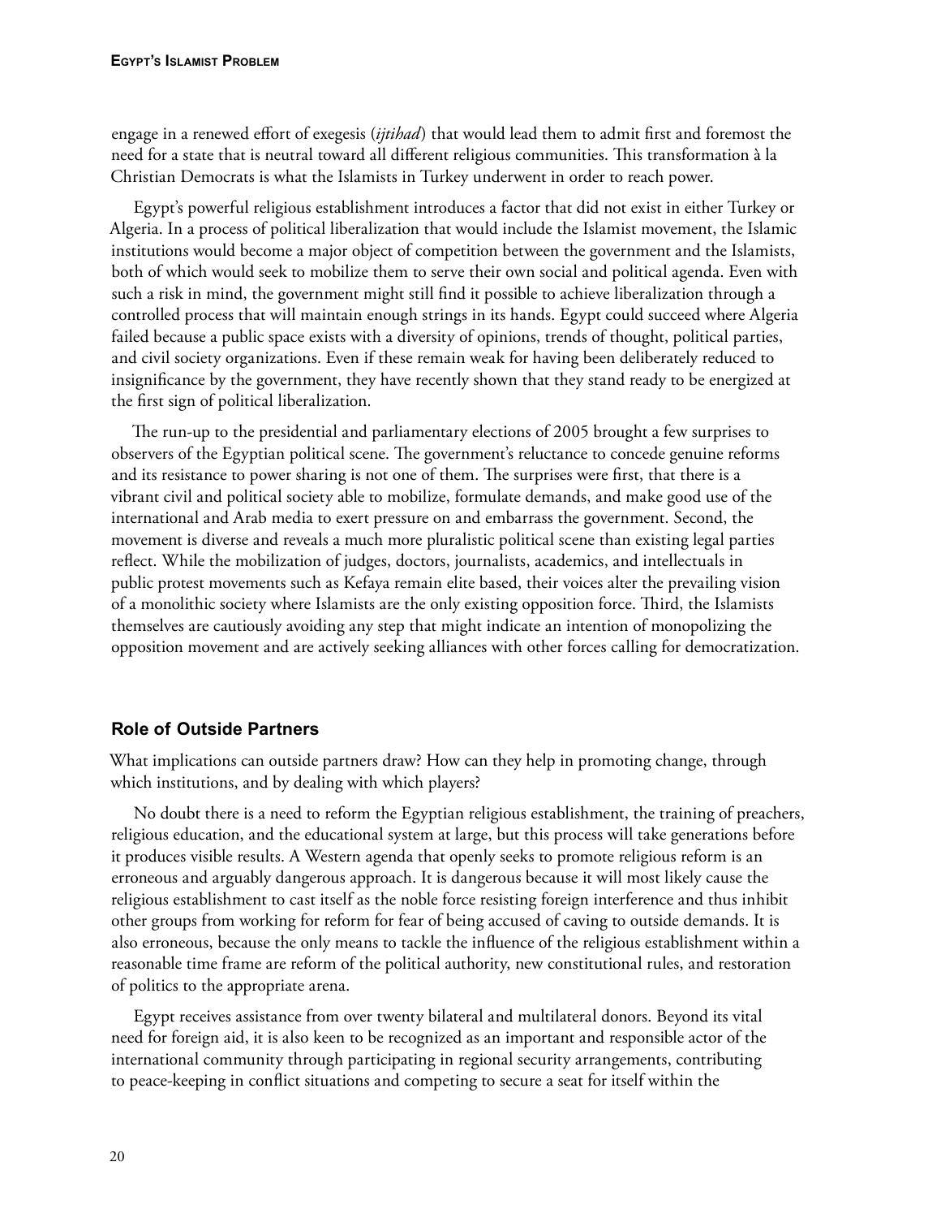engage in a renewed effort of exegesis (*ijtihad*) that would lead them to admit first and foremost the need for a state that is neutral toward all different religious communities. This transformation à la Christian Democrats is what the Islamists in Turkey underwent in order to reach power.

Egypt's powerful religious establishment introduces a factor that did not exist in either Turkey or Algeria. In a process of political liberalization that would include the Islamist movement, the Islamic institutions would become a major object of competition between the government and the Islamists, both of which would seek to mobilize them to serve their own social and political agenda. Even with such a risk in mind, the government might still find it possible to achieve liberalization through a controlled process that will maintain enough strings in its hands. Egypt could succeed where Algeria failed because a public space exists with a diversity of opinions, trends of thought, political parties, and civil society organizations. Even if these remain weak for having been deliberately reduced to insignificance by the government, they have recently shown that they stand ready to be energized at the first sign of political liberalization.

The run-up to the presidential and parliamentary elections of 2005 brought a few surprises to observers of the Egyptian political scene. The government's reluctance to concede genuine reforms and its resistance to power sharing is not one of them. The surprises were first, that there is a vibrant civil and political society able to mobilize, formulate demands, and make good use of the international and Arab media to exert pressure on and embarrass the government. Second, the movement is diverse and reveals a much more pluralistic political scene than existing legal parties reflect. While the mobilization of judges, doctors, journalists, academics, and intellectuals in public protest movements such as Kefaya remain elite based, their voices alter the prevailing vision of a monolithic society where Islamists are the only existing opposition force. Third, the Islamists themselves are cautiously avoiding any step that might indicate an intention of monopolizing the opposition movement and are actively seeking alliances with other forces calling for democratization.

## Role of Outside Partners

What implications can outside partners draw? How can they help in promoting change, through which institutions, and by dealing with which players?

No doubt there is a need to reform the Egyptian religious establishment, the training of preachers, religious education, and the educational system at large, but this process will take generations before it produces visible results. A Western agenda that openly seeks to promote religious reform is an erroneous and arguably dangerous approach. It is dangerous because it will most likely cause the religious establishment to cast itself as the noble force resisting foreign interference and thus inhibit other groups from working for reform for fear of being accused of caving to outside demands. It is also erroneous, because the only means to tackle the influence of the religious establishment within a reasonable time frame are reform of the political authority, new constitutional rules, and restoration of politics to the appropriate arena.

Egypt receives assistance from over twenty bilateral and multilateral donors. Beyond its vital need for foreign aid, it is also keen to be recognized as an important and responsible actor of the international community through participating in regional security arrangements, contributing to peace-keeping in conflict situations and competing to secure a seat for itself within the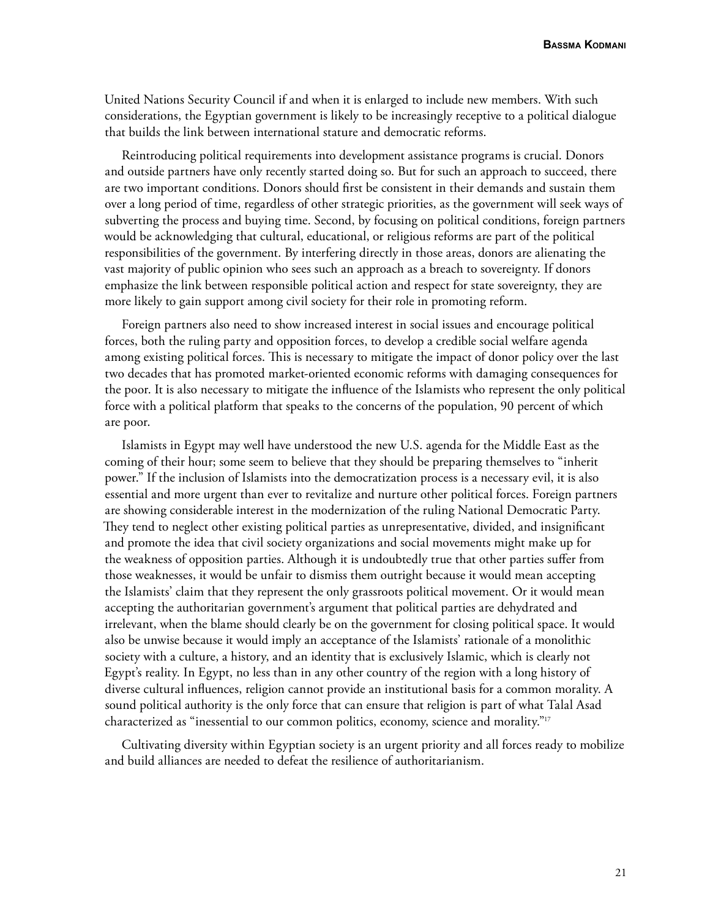United Nations Security Council if and when it is enlarged to include new members. With such considerations, the Egyptian government is likely to be increasingly receptive to a political dialogue that builds the link between international stature and democratic reforms.

Reintroducing political requirements into development assistance programs is crucial. Donors and outside partners have only recently started doing so. But for such an approach to succeed, there are two important conditions. Donors should first be consistent in their demands and sustain them over a long period of time, regardless of other strategic priorities, as the government will seek ways of subverting the process and buying time. Second, by focusing on political conditions, foreign partners would be acknowledging that cultural, educational, or religious reforms are part of the political responsibilities of the government. By interfering directly in those areas, donors are alienating the vast majority of public opinion who sees such an approach as a breach to sovereignty. If donors emphasize the link between responsible political action and respect for state sovereignty, they are more likely to gain support among civil society for their role in promoting reform.

Foreign partners also need to show increased interest in social issues and encourage political forces, both the ruling party and opposition forces, to develop a credible social welfare agenda among existing political forces. This is necessary to mitigate the impact of donor policy over the last two decades that has promoted market-oriented economic reforms with damaging consequences for the poor. It is also necessary to mitigate the influence of the Islamists who represent the only political force with a political platform that speaks to the concerns of the population, 90 percent of which are poor.

Islamists in Egypt may well have understood the new U.S. agenda for the Middle East as the coming of their hour; some seem to believe that they should be preparing themselves to "inherit power." If the inclusion of Islamists into the democratization process is a necessary evil, it is also essential and more urgent than ever to revitalize and nurture other political forces. Foreign partners are showing considerable interest in the modernization of the ruling National Democratic Party. They tend to neglect other existing political parties as unrepresentative, divided, and insignificant and promote the idea that civil society organizations and social movements might make up for the weakness of opposition parties. Although it is undoubtedly true that other parties suffer from those weaknesses, it would be unfair to dismiss them outright because it would mean accepting the Islamists' claim that they represent the only grassroots political movement. Or it would mean accepting the authoritarian government's argument that political parties are dehydrated and irrelevant, when the blame should clearly be on the government for closing political space. It would also be unwise because it would imply an acceptance of the Islamists' rationale of a monolithic society with a culture, a history, and an identity that is exclusively Islamic, which is clearly not Egypt's reality. In Egypt, no less than in any other country of the region with a long history of diverse cultural influences, religion cannot provide an institutional basis for a common morality. A sound political authority is the only force that can ensure that religion is part of what Talal Asad characterized as "inessential to our common politics, economy, science and morality."[17]

Cultivating diversity within Egyptian society is an urgent priority and all forces ready to mobilize and build alliances are needed to defeat the resilience of authoritarianism.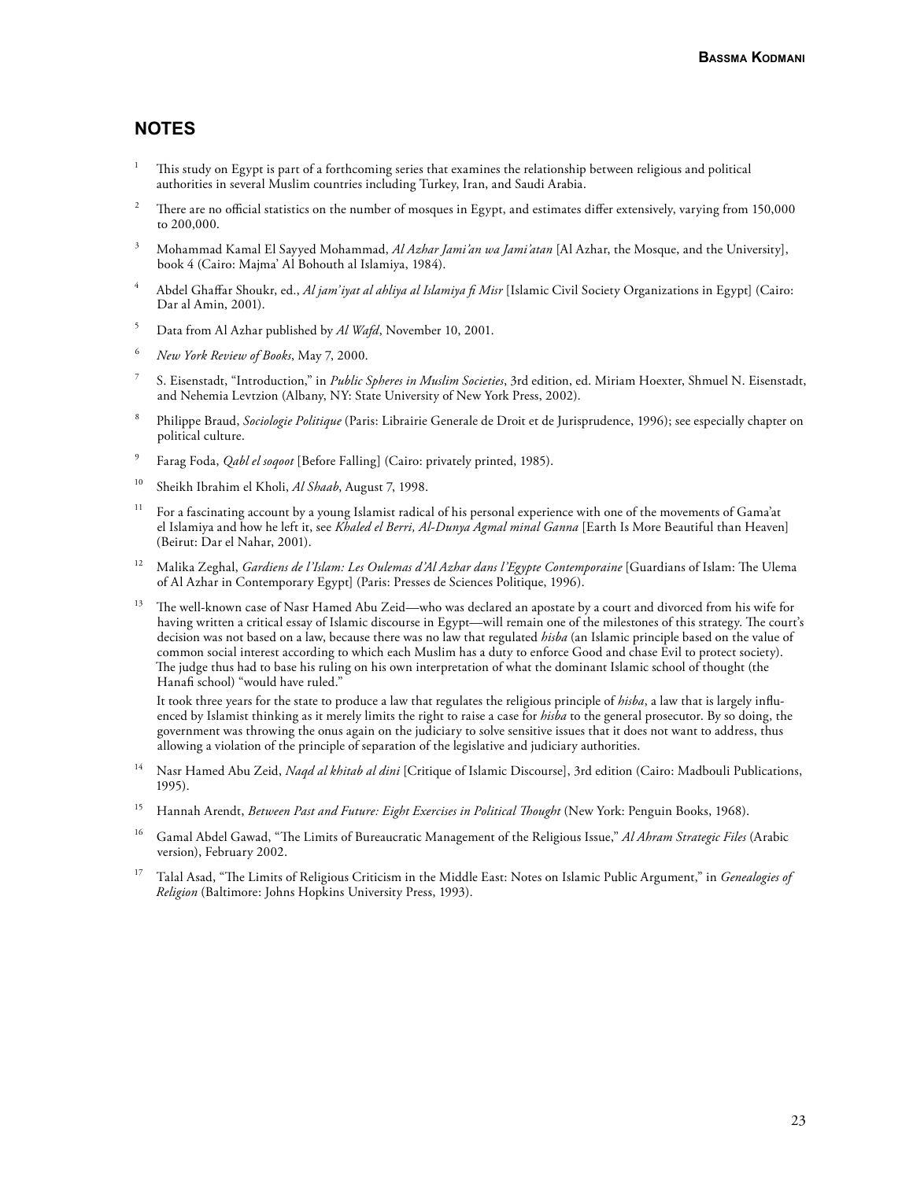## NOTES

1. This study on Egypt is part of a forthcoming series that examines the relationship between religious and political authorities in several Muslim countries including Turkey, Iran, and Saudi Arabia.

2. There are no official statistics on the number of mosques in Egypt, and estimates differ extensively, varying from 150,000 to 200,000.

3. Mohammad Kamal El Sayyed Mohammad, *Al Azhar Jami'an wa Jami'atan* [Al Azhar, the Mosque, and the University], book 4 (Cairo: Majma' Al Bohouth al Islamiya, 1984).

4. Abdel Ghaffar Shoukr, ed., *Al jam'iyat al ahliya al Islamiya fi Misr* [Islamic Civil Society Organizations in Egypt] (Cairo: Dar al Amin, 2001).

5. Data from Al Azhar published by *Al Wafd*, November 10, 2001.

6. *New York Review of Books*, May 7, 2000.

7. S. Eisenstadt, "Introduction," in *Public Spheres in Muslim Societies*, 3rd edition, ed. Miriam Hoexter, Shmuel N. Eisenstadt, and Nehemia Levtzion (Albany, NY: State University of New York Press, 2002).

8. Philippe Braud, *Sociologie Politique* (Paris: Librairie Generale de Droit et de Jurisprudence, 1996); see especially chapter on political culture.

9. Farag Foda, *Qabl el soqoot* [Before Falling] (Cairo: privately printed, 1985).

10. Sheikh Ibrahim el Kholi, *Al Shaab*, August 7, 1998.

11. For a fascinating account by a young Islamist radical of his personal experience with one of the movements of Gama'at el Islamiya and how he left it, see *Khaled el Berri, Al-Dunya Agmal minal Ganna* [Earth Is More Beautiful than Heaven] (Beirut: Dar el Nahar, 2001).

12. Malika Zeghal, *Gardiens de l'Islam: Les Oulemas d'Al Azhar dans l'Egypte Contemporaine* [Guardians of Islam: The Ulema of Al Azhar in Contemporary Egypt] (Paris: Presses de Sciences Politique, 1996).

13. The well-known case of Nasr Hamed Abu Zeid—who was declared an apostate by a court and divorced from his wife for having written a critical essay of Islamic discourse in Egypt—will remain one of the milestones of this strategy. The court's decision was not based on a law, because there was no law that regulated *hisba* (an Islamic principle based on the value of common social interest according to which each Muslim has a duty to enforce Good and chase Evil to protect society). The judge thus had to base his ruling on his own interpretation of what the dominant Islamic school of thought (the Hanafi school) "would have ruled."

    It took three years for the state to produce a law that regulates the religious principle of *hisba*, a law that is largely influenced by Islamist thinking as it merely limits the right to raise a case for *hisba* to the general prosecutor. By so doing, the government was throwing the onus again on the judiciary to solve sensitive issues that it does not want to address, thus allowing a violation of the principle of separation of the legislative and judiciary authorities.

14. Nasr Hamed Abu Zeid, *Naqd al khitab al dini* [Critique of Islamic Discourse], 3rd edition (Cairo: Madbouli Publications, 1995).

15. Hannah Arendt, *Between Past and Future: Eight Exercises in Political Thought* (New York: Penguin Books, 1968).

16. Gamal Abdel Gawad, "The Limits of Bureaucratic Management of the Religious Issue," *Al Ahram Strategic Files* (Arabic version), February 2002.

17. Talal Asad, "The Limits of Religious Criticism in the Middle East: Notes on Islamic Public Argument," in *Genealogies of Religion* (Baltimore: Johns Hopkins University Press, 1993).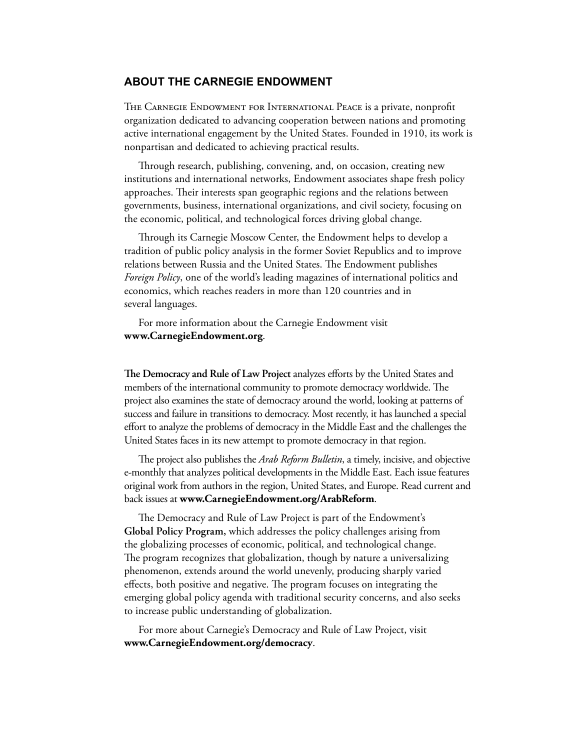## ABOUT THE CARNEGIE ENDOWMENT

The Carnegie Endowment for International Peace is a private, nonprofit organization dedicated to advancing cooperation between nations and promoting active international engagement by the United States. Founded in 1910, its work is nonpartisan and dedicated to achieving practical results.

Through research, publishing, convening, and, on occasion, creating new institutions and international networks, Endowment associates shape fresh policy approaches. Their interests span geographic regions and the relations between governments, business, international organizations, and civil society, focusing on the economic, political, and technological forces driving global change.

Through its Carnegie Moscow Center, the Endowment helps to develop a tradition of public policy analysis in the former Soviet Republics and to improve relations between Russia and the United States. The Endowment publishes *Foreign Policy*, one of the world's leading magazines of international politics and economics, which reaches readers in more than 120 countries and in several languages.

For more information about the Carnegie Endowment visit **www.CarnegieEndowment.org**.

**The Democracy and Rule of Law Project** analyzes efforts by the United States and members of the international community to promote democracy worldwide. The project also examines the state of democracy around the world, looking at patterns of success and failure in transitions to democracy. Most recently, it has launched a special effort to analyze the problems of democracy in the Middle East and the challenges the United States faces in its new attempt to promote democracy in that region.

The project also publishes the *Arab Reform Bulletin*, a timely, incisive, and objective e-monthly that analyzes political developments in the Middle East. Each issue features original work from authors in the region, United States, and Europe. Read current and back issues at **www.CarnegieEndowment.org/ArabReform**.

The Democracy and Rule of Law Project is part of the Endowment's **Global Policy Program,** which addresses the policy challenges arising from the globalizing processes of economic, political, and technological change. The program recognizes that globalization, though by nature a universalizing phenomenon, extends around the world unevenly, producing sharply varied effects, both positive and negative. The program focuses on integrating the emerging global policy agenda with traditional security concerns, and also seeks to increase public understanding of globalization.

For more about Carnegie's Democracy and Rule of Law Project, visit **www.CarnegieEndowment.org/democracy**.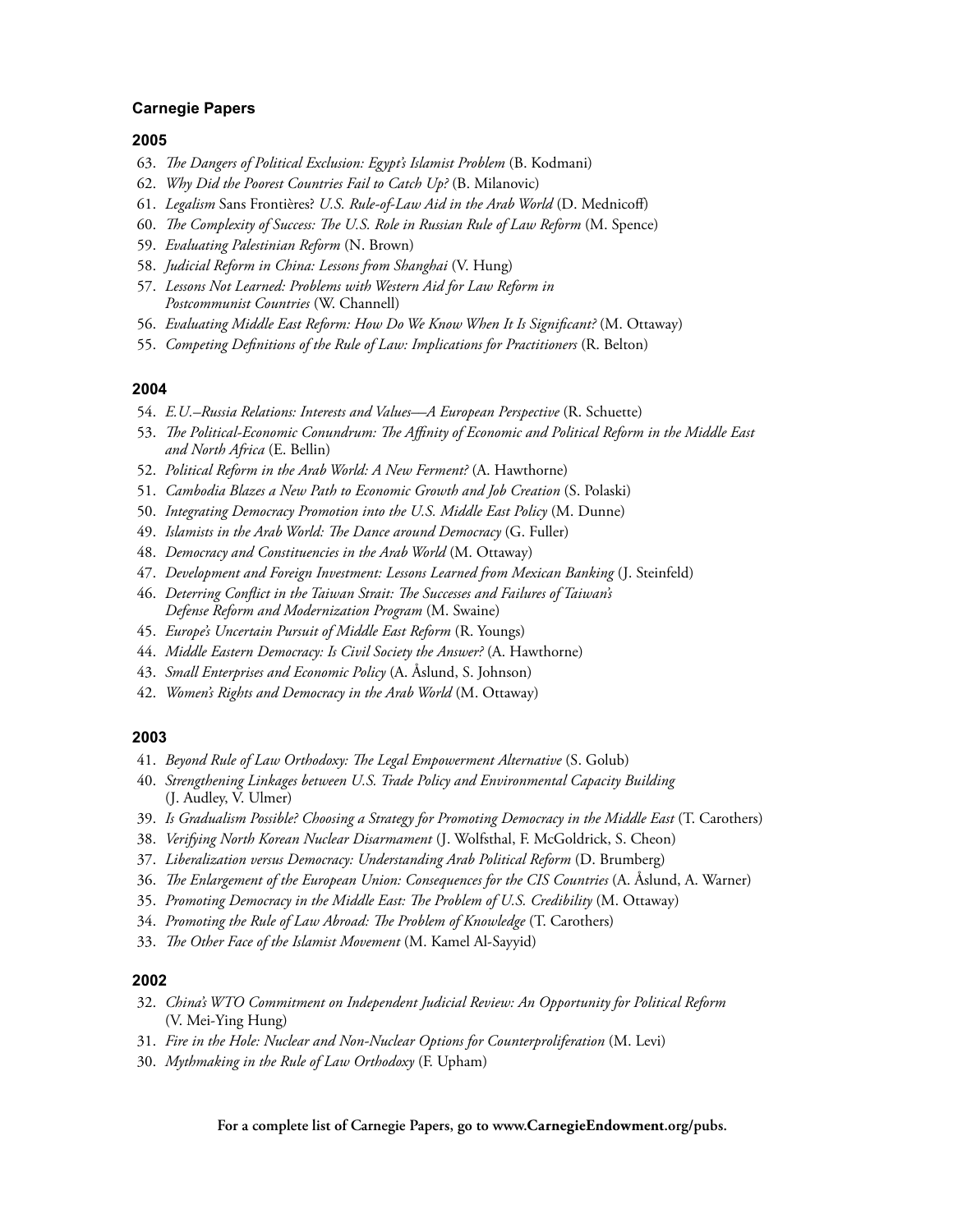## Carnegie Papers

### 2005

63. *The Dangers of Political Exclusion: Egypt's Islamist Problem* (B. Kodmani)
62. *Why Did the Poorest Countries Fail to Catch Up?* (B. Milanovic)
61. *Legalism* Sans Frontières? *U.S. Rule-of-Law Aid in the Arab World* (D. Mednicoff)
60. *The Complexity of Success: The U.S. Role in Russian Rule of Law Reform* (M. Spence)
59. *Evaluating Palestinian Reform* (N. Brown)
58. *Judicial Reform in China: Lessons from Shanghai* (V. Hung)
57. *Lessons Not Learned: Problems with Western Aid for Law Reform in Postcommunist Countries* (W. Channell)
56. *Evaluating Middle East Reform: How Do We Know When It Is Significant?* (M. Ottaway)
55. *Competing Definitions of the Rule of Law: Implications for Practitioners* (R. Belton)

### 2004

54. *E.U.–Russia Relations: Interests and Values—A European Perspective* (R. Schuette)
53. *The Political-Economic Conundrum: The Affinity of Economic and Political Reform in the Middle East and North Africa* (E. Bellin)
52. *Political Reform in the Arab World: A New Ferment?* (A. Hawthorne)
51. *Cambodia Blazes a New Path to Economic Growth and Job Creation* (S. Polaski)
50. *Integrating Democracy Promotion into the U.S. Middle East Policy* (M. Dunne)
49. *Islamists in the Arab World: The Dance around Democracy* (G. Fuller)
48. *Democracy and Constituencies in the Arab World* (M. Ottaway)
47. *Development and Foreign Investment: Lessons Learned from Mexican Banking* (J. Steinfeld)
46. *Deterring Conflict in the Taiwan Strait: The Successes and Failures of Taiwan's Defense Reform and Modernization Program* (M. Swaine)
45. *Europe's Uncertain Pursuit of Middle East Reform* (R. Youngs)
44. *Middle Eastern Democracy: Is Civil Society the Answer?* (A. Hawthorne)
43. *Small Enterprises and Economic Policy* (A. Åslund, S. Johnson)
42. *Women's Rights and Democracy in the Arab World* (M. Ottaway)

### 2003

41. *Beyond Rule of Law Orthodoxy: The Legal Empowerment Alternative* (S. Golub)
40. *Strengthening Linkages between U.S. Trade Policy and Environmental Capacity Building* (J. Audley, V. Ulmer)
39. *Is Gradualism Possible? Choosing a Strategy for Promoting Democracy in the Middle East* (T. Carothers)
38. *Verifying North Korean Nuclear Disarmament* (J. Wolfsthal, F. McGoldrick, S. Cheon)
37. *Liberalization versus Democracy: Understanding Arab Political Reform* (D. Brumberg)
36. *The Enlargement of the European Union: Consequences for the CIS Countries* (A. Åslund, A. Warner)
35. *Promoting Democracy in the Middle East: The Problem of U.S. Credibility* (M. Ottaway)
34. *Promoting the Rule of Law Abroad: The Problem of Knowledge* (T. Carothers)
33. *The Other Face of the Islamist Movement* (M. Kamel Al-Sayyid)

### 2002

32. *China's WTO Commitment on Independent Judicial Review: An Opportunity for Political Reform* (V. Mei-Ying Hung)
31. *Fire in the Hole: Nuclear and Non-Nuclear Options for Counterproliferation* (M. Levi)
30. *Mythmaking in the Rule of Law Orthodoxy* (F. Upham)

**For a complete list of Carnegie Papers, go to www.CarnegieEndowment.org/pubs.**